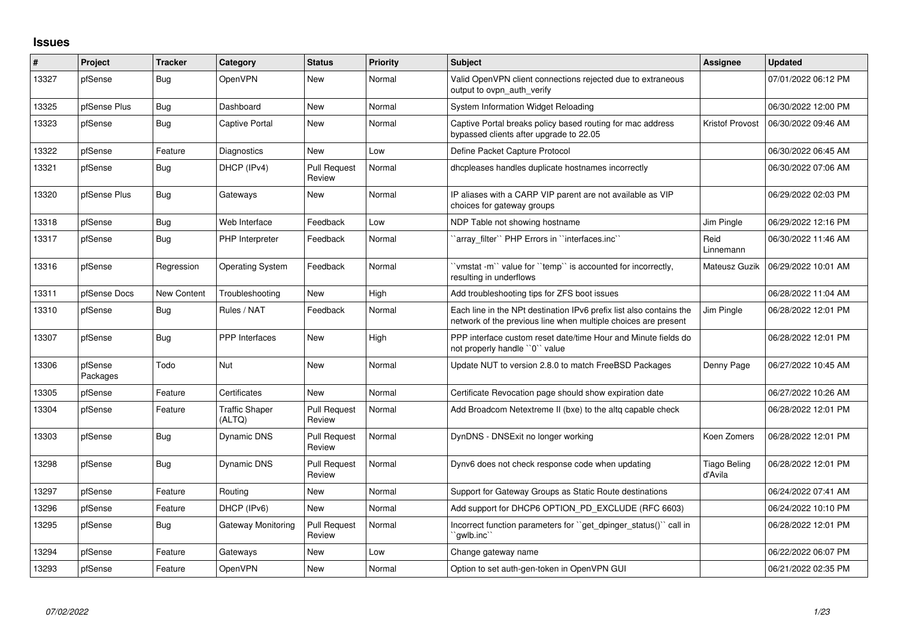## Issues

| # | Project | Tracker | Category | Status | Priority | Subject | Assignee | Updated |
|---|---|---|---|---|---|---|---|---|
| 13327 | pfSense | Bug | OpenVPN | New | Normal | Valid OpenVPN client connections rejected due to extraneous output to ovpn_auth_verify | | 07/01/2022 06:12 PM |
| 13325 | pfSense Plus | Bug | Dashboard | New | Normal | System Information Widget Reloading | | 06/30/2022 12:00 PM |
| 13323 | pfSense | Bug | Captive Portal | New | Normal | Captive Portal breaks policy based routing for mac address bypassed clients after upgrade to 22.05 | Kristof Provost | 06/30/2022 09:46 AM |
| 13322 | pfSense | Feature | Diagnostics | New | Low | Define Packet Capture Protocol | | 06/30/2022 06:45 AM |
| 13321 | pfSense | Bug | DHCP (IPv4) | Pull Request Review | Normal | dhcpleases handles duplicate hostnames incorrectly | | 06/30/2022 07:06 AM |
| 13320 | pfSense Plus | Bug | Gateways | New | Normal | IP aliases with a CARP VIP parent are not available as VIP choices for gateway groups | | 06/29/2022 02:03 PM |
| 13318 | pfSense | Bug | Web Interface | Feedback | Low | NDP Table not showing hostname | Jim Pingle | 06/29/2022 12:16 PM |
| 13317 | pfSense | Bug | PHP Interpreter | Feedback | Normal | ``array_filter`` PHP Errors in ``interfaces.inc`` | Reid Linnemann | 06/30/2022 11:46 AM |
| 13316 | pfSense | Regression | Operating System | Feedback | Normal | ``vmstat -m`` value for ``temp`` is accounted for incorrectly, resulting in underflows | Mateusz Guzik | 06/29/2022 10:01 AM |
| 13311 | pfSense Docs | New Content | Troubleshooting | New | High | Add troubleshooting tips for ZFS boot issues | | 06/28/2022 11:04 AM |
| 13310 | pfSense | Bug | Rules / NAT | Feedback | Normal | Each line in the NPt destination IPv6 prefix list also contains the network of the previous line when multiple choices are present | Jim Pingle | 06/28/2022 12:01 PM |
| 13307 | pfSense | Bug | PPP Interfaces | New | High | PPP interface custom reset date/time Hour and Minute fields do not properly handle ``0`` value | | 06/28/2022 12:01 PM |
| 13306 | pfSense Packages | Todo | Nut | New | Normal | Update NUT to version 2.8.0 to match FreeBSD Packages | Denny Page | 06/27/2022 10:45 AM |
| 13305 | pfSense | Feature | Certificates | New | Normal | Certificate Revocation page should show expiration date | | 06/27/2022 10:26 AM |
| 13304 | pfSense | Feature | Traffic Shaper (ALTQ) | Pull Request Review | Normal | Add Broadcom Netextreme II (bxe) to the altq capable check | | 06/28/2022 12:01 PM |
| 13303 | pfSense | Bug | Dynamic DNS | Pull Request Review | Normal | DynDNS - DNSExit no longer working | Koen Zomers | 06/28/2022 12:01 PM |
| 13298 | pfSense | Bug | Dynamic DNS | Pull Request Review | Normal | Dynv6 does not check response code when updating | Tiago Beling d'Avila | 06/28/2022 12:01 PM |
| 13297 | pfSense | Feature | Routing | New | Normal | Support for Gateway Groups as Static Route destinations | | 06/24/2022 07:41 AM |
| 13296 | pfSense | Feature | DHCP (IPv6) | New | Normal | Add support for DHCP6 OPTION_PD_EXCLUDE (RFC 6603) | | 06/24/2022 10:10 PM |
| 13295 | pfSense | Bug | Gateway Monitoring | Pull Request Review | Normal | Incorrect function parameters for ``get_dpinger_status()`` call in ``gwlb.inc`` | | 06/28/2022 12:01 PM |
| 13294 | pfSense | Feature | Gateways | New | Low | Change gateway name | | 06/22/2022 06:07 PM |
| 13293 | pfSense | Feature | OpenVPN | New | Normal | Option to set auth-gen-token in OpenVPN GUI | | 06/21/2022 02:35 PM |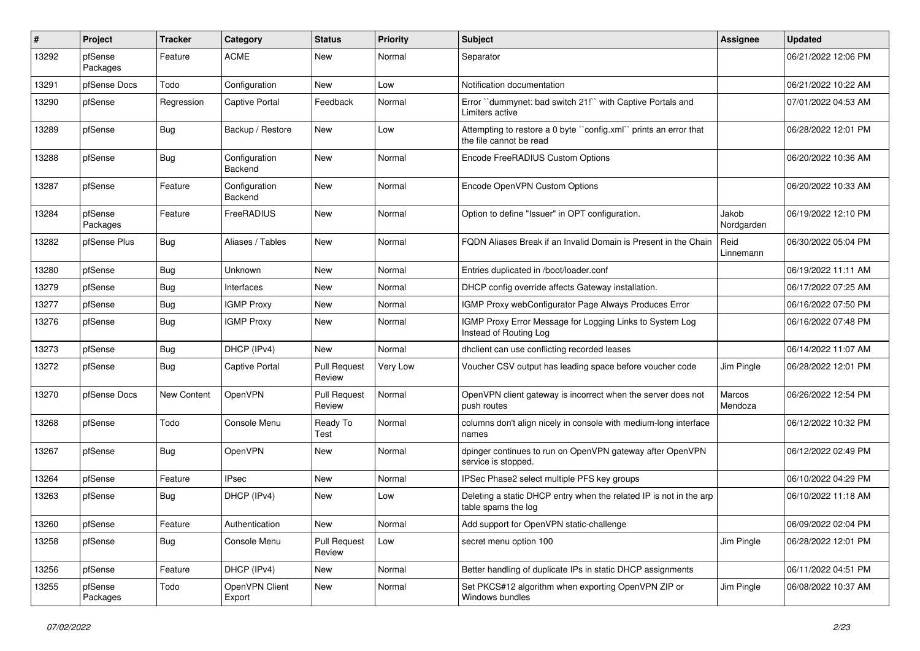| # | Project | Tracker | Category | Status | Priority | Subject | Assignee | Updated |
|---|---|---|---|---|---|---|---|---|
| 13292 | pfSense Packages | Feature | ACME | New | Normal | Separator | | 06/21/2022 12:06 PM |
| 13291 | pfSense Docs | Todo | Configuration | New | Low | Notification documentation | | 06/21/2022 10:22 AM |
| 13290 | pfSense | Regression | Captive Portal | Feedback | Normal | Error ``dummynet: bad switch 21!`` with Captive Portals and Limiters active | | 07/01/2022 04:53 AM |
| 13289 | pfSense | Bug | Backup / Restore | New | Low | Attempting to restore a 0 byte ``config.xml`` prints an error that the file cannot be read | | 06/28/2022 12:01 PM |
| 13288 | pfSense | Bug | Configuration Backend | New | Normal | Encode FreeRADIUS Custom Options | | 06/20/2022 10:36 AM |
| 13287 | pfSense | Feature | Configuration Backend | New | Normal | Encode OpenVPN Custom Options | | 06/20/2022 10:33 AM |
| 13284 | pfSense Packages | Feature | FreeRADIUS | New | Normal | Option to define "Issuer" in OPT configuration. | Jakob Nordgarden | 06/19/2022 12:10 PM |
| 13282 | pfSense Plus | Bug | Aliases / Tables | New | Normal | FQDN Aliases Break if an Invalid Domain is Present in the Chain | Reid Linnemann | 06/30/2022 05:04 PM |
| 13280 | pfSense | Bug | Unknown | New | Normal | Entries duplicated in /boot/loader.conf | | 06/19/2022 11:11 AM |
| 13279 | pfSense | Bug | Interfaces | New | Normal | DHCP config override affects Gateway installation. | | 06/17/2022 07:25 AM |
| 13277 | pfSense | Bug | IGMP Proxy | New | Normal | IGMP Proxy webConfigurator Page Always Produces Error | | 06/16/2022 07:50 PM |
| 13276 | pfSense | Bug | IGMP Proxy | New | Normal | IGMP Proxy Error Message for Logging Links to System Log Instead of Routing Log | | 06/16/2022 07:48 PM |
| 13273 | pfSense | Bug | DHCP (IPv4) | New | Normal | dhclient can use conflicting recorded leases | | 06/14/2022 11:07 AM |
| 13272 | pfSense | Bug | Captive Portal | Pull Request Review | Very Low | Voucher CSV output has leading space before voucher code | Jim Pingle | 06/28/2022 12:01 PM |
| 13270 | pfSense Docs | New Content | OpenVPN | Pull Request Review | Normal | OpenVPN client gateway is incorrect when the server does not push routes | Marcos Mendoza | 06/26/2022 12:54 PM |
| 13268 | pfSense | Todo | Console Menu | Ready To Test | Normal | columns don't align nicely in console with medium-long interface names | | 06/12/2022 10:32 PM |
| 13267 | pfSense | Bug | OpenVPN | New | Normal | dpinger continues to run on OpenVPN gateway after OpenVPN service is stopped. | | 06/12/2022 02:49 PM |
| 13264 | pfSense | Feature | IPsec | New | Normal | IPSec Phase2 select multiple PFS key groups | | 06/10/2022 04:29 PM |
| 13263 | pfSense | Bug | DHCP (IPv4) | New | Low | Deleting a static DHCP entry when the related IP is not in the arp table spams the log | | 06/10/2022 11:18 AM |
| 13260 | pfSense | Feature | Authentication | New | Normal | Add support for OpenVPN static-challenge | | 06/09/2022 02:04 PM |
| 13258 | pfSense | Bug | Console Menu | Pull Request Review | Low | secret menu option 100 | Jim Pingle | 06/28/2022 12:01 PM |
| 13256 | pfSense | Feature | DHCP (IPv4) | New | Normal | Better handling of duplicate IPs in static DHCP assignments | | 06/11/2022 04:51 PM |
| 13255 | pfSense Packages | Todo | OpenVPN Client Export | New | Normal | Set PKCS#12 algorithm when exporting OpenVPN ZIP or Windows bundles | Jim Pingle | 06/08/2022 10:37 AM |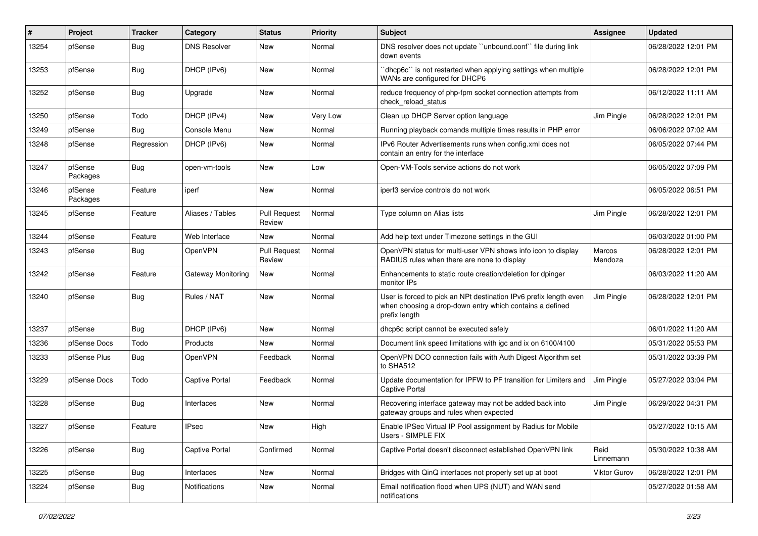| # | Project | Tracker | Category | Status | Priority | Subject | Assignee | Updated |
|---|---|---|---|---|---|---|---|---|
| 13254 | pfSense | Bug | DNS Resolver | New | Normal | DNS resolver does not update ``unbound.conf`` file during link down events | | 06/28/2022 12:01 PM |
| 13253 | pfSense | Bug | DHCP (IPv6) | New | Normal | ``dhcp6c`` is not restarted when applying settings when multiple WANs are configured for DHCP6 | | 06/28/2022 12:01 PM |
| 13252 | pfSense | Bug | Upgrade | New | Normal | reduce frequency of php-fpm socket connection attempts from check_reload_status | | 06/12/2022 11:11 AM |
| 13250 | pfSense | Todo | DHCP (IPv4) | New | Very Low | Clean up DHCP Server option language | Jim Pingle | 06/28/2022 12:01 PM |
| 13249 | pfSense | Bug | Console Menu | New | Normal | Running playback comands multiple times results in PHP error | | 06/06/2022 07:02 AM |
| 13248 | pfSense | Regression | DHCP (IPv6) | New | Normal | IPv6 Router Advertisements runs when config.xml does not contain an entry for the interface | | 06/05/2022 07:44 PM |
| 13247 | pfSense Packages | Bug | open-vm-tools | New | Low | Open-VM-Tools service actions do not work | | 06/05/2022 07:09 PM |
| 13246 | pfSense Packages | Feature | iperf | New | Normal | iperf3 service controls do not work | | 06/05/2022 06:51 PM |
| 13245 | pfSense | Feature | Aliases / Tables | Pull Request Review | Normal | Type column on Alias lists | Jim Pingle | 06/28/2022 12:01 PM |
| 13244 | pfSense | Feature | Web Interface | New | Normal | Add help text under Timezone settings in the GUI | | 06/03/2022 01:00 PM |
| 13243 | pfSense | Bug | OpenVPN | Pull Request Review | Normal | OpenVPN status for multi-user VPN shows info icon to display RADIUS rules when there are none to display | Marcos Mendoza | 06/28/2022 12:01 PM |
| 13242 | pfSense | Feature | Gateway Monitoring | New | Normal | Enhancements to static route creation/deletion for dpinger monitor IPs | | 06/03/2022 11:20 AM |
| 13240 | pfSense | Bug | Rules / NAT | New | Normal | User is forced to pick an NPt destination IPv6 prefix length even when choosing a drop-down entry which contains a defined prefix length | Jim Pingle | 06/28/2022 12:01 PM |
| 13237 | pfSense | Bug | DHCP (IPv6) | New | Normal | dhcp6c script cannot be executed safely | | 06/01/2022 11:20 AM |
| 13236 | pfSense Docs | Todo | Products | New | Normal | Document link speed limitations with igc and ix on 6100/4100 | | 05/31/2022 05:53 PM |
| 13233 | pfSense Plus | Bug | OpenVPN | Feedback | Normal | OpenVPN DCO connection fails with Auth Digest Algorithm set to SHA512 | | 05/31/2022 03:39 PM |
| 13229 | pfSense Docs | Todo | Captive Portal | Feedback | Normal | Update documentation for IPFW to PF transition for Limiters and Captive Portal | Jim Pingle | 05/27/2022 03:04 PM |
| 13228 | pfSense | Bug | Interfaces | New | Normal | Recovering interface gateway may not be added back into gateway groups and rules when expected | Jim Pingle | 06/29/2022 04:31 PM |
| 13227 | pfSense | Feature | IPsec | New | High | Enable IPSec Virtual IP Pool assignment by Radius for Mobile Users - SIMPLE FIX | | 05/27/2022 10:15 AM |
| 13226 | pfSense | Bug | Captive Portal | Confirmed | Normal | Captive Portal doesn't disconnect established OpenVPN link | Reid Linnemann | 05/30/2022 10:38 AM |
| 13225 | pfSense | Bug | Interfaces | New | Normal | Bridges with QinQ interfaces not properly set up at boot | Viktor Gurov | 06/28/2022 12:01 PM |
| 13224 | pfSense | Bug | Notifications | New | Normal | Email notification flood when UPS (NUT) and WAN send notifications | | 05/27/2022 01:58 AM |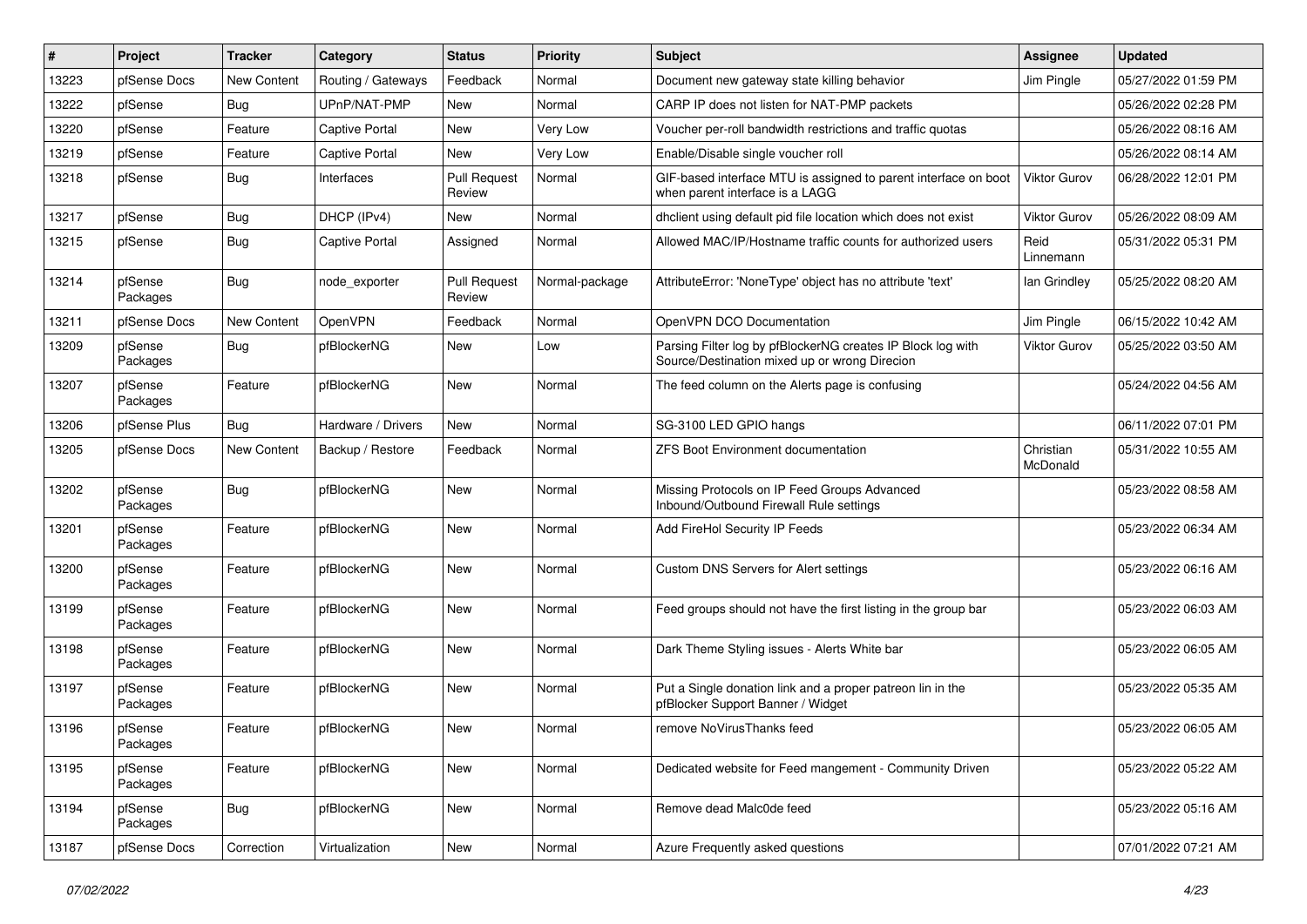| # | Project | Tracker | Category | Status | Priority | Subject | Assignee | Updated |
|---|---|---|---|---|---|---|---|---|
| 13223 | pfSense Docs | New Content | Routing / Gateways | Feedback | Normal | Document new gateway state killing behavior | Jim Pingle | 05/27/2022 01:59 PM |
| 13222 | pfSense | Bug | UPnP/NAT-PMP | New | Normal | CARP IP does not listen for NAT-PMP packets | | 05/26/2022 02:28 PM |
| 13220 | pfSense | Feature | Captive Portal | New | Very Low | Voucher per-roll bandwidth restrictions and traffic quotas | | 05/26/2022 08:16 AM |
| 13219 | pfSense | Feature | Captive Portal | New | Very Low | Enable/Disable single voucher roll | | 05/26/2022 08:14 AM |
| 13218 | pfSense | Bug | Interfaces | Pull Request Review | Normal | GIF-based interface MTU is assigned to parent interface on boot when parent interface is a LAGG | Viktor Gurov | 06/28/2022 12:01 PM |
| 13217 | pfSense | Bug | DHCP (IPv4) | New | Normal | dhclient using default pid file location which does not exist | Viktor Gurov | 05/26/2022 08:09 AM |
| 13215 | pfSense | Bug | Captive Portal | Assigned | Normal | Allowed MAC/IP/Hostname traffic counts for authorized users | Reid Linnemann | 05/31/2022 05:31 PM |
| 13214 | pfSense Packages | Bug | node_exporter | Pull Request Review | Normal-package | AttributeError: 'NoneType' object has no attribute 'text' | Ian Grindley | 05/25/2022 08:20 AM |
| 13211 | pfSense Docs | New Content | OpenVPN | Feedback | Normal | OpenVPN DCO Documentation | Jim Pingle | 06/15/2022 10:42 AM |
| 13209 | pfSense Packages | Bug | pfBlockerNG | New | Low | Parsing Filter log by pfBlockerNG creates IP Block log with Source/Destination mixed up or wrong Direcion | Viktor Gurov | 05/25/2022 03:50 AM |
| 13207 | pfSense Packages | Feature | pfBlockerNG | New | Normal | The feed column on the Alerts page is confusing | | 05/24/2022 04:56 AM |
| 13206 | pfSense Plus | Bug | Hardware / Drivers | New | Normal | SG-3100 LED GPIO hangs | | 06/11/2022 07:01 PM |
| 13205 | pfSense Docs | New Content | Backup / Restore | Feedback | Normal | ZFS Boot Environment documentation | Christian McDonald | 05/31/2022 10:55 AM |
| 13202 | pfSense Packages | Bug | pfBlockerNG | New | Normal | Missing Protocols on IP Feed Groups Advanced Inbound/Outbound Firewall Rule settings | | 05/23/2022 08:58 AM |
| 13201 | pfSense Packages | Feature | pfBlockerNG | New | Normal | Add FireHol Security IP Feeds | | 05/23/2022 06:34 AM |
| 13200 | pfSense Packages | Feature | pfBlockerNG | New | Normal | Custom DNS Servers for Alert settings | | 05/23/2022 06:16 AM |
| 13199 | pfSense Packages | Feature | pfBlockerNG | New | Normal | Feed groups should not have the first listing in the group bar | | 05/23/2022 06:03 AM |
| 13198 | pfSense Packages | Feature | pfBlockerNG | New | Normal | Dark Theme Styling issues - Alerts White bar | | 05/23/2022 06:05 AM |
| 13197 | pfSense Packages | Feature | pfBlockerNG | New | Normal | Put a Single donation link and a proper patreon lin in the pfBlocker Support Banner / Widget | | 05/23/2022 05:35 AM |
| 13196 | pfSense Packages | Feature | pfBlockerNG | New | Normal | remove NoVirusThanks feed | | 05/23/2022 06:05 AM |
| 13195 | pfSense Packages | Feature | pfBlockerNG | New | Normal | Dedicated website for Feed mangement - Community Driven | | 05/23/2022 05:22 AM |
| 13194 | pfSense Packages | Bug | pfBlockerNG | New | Normal | Remove dead Malc0de feed | | 05/23/2022 05:16 AM |
| 13187 | pfSense Docs | Correction | Virtualization | New | Normal | Azure Frequently asked questions | | 07/01/2022 07:21 AM |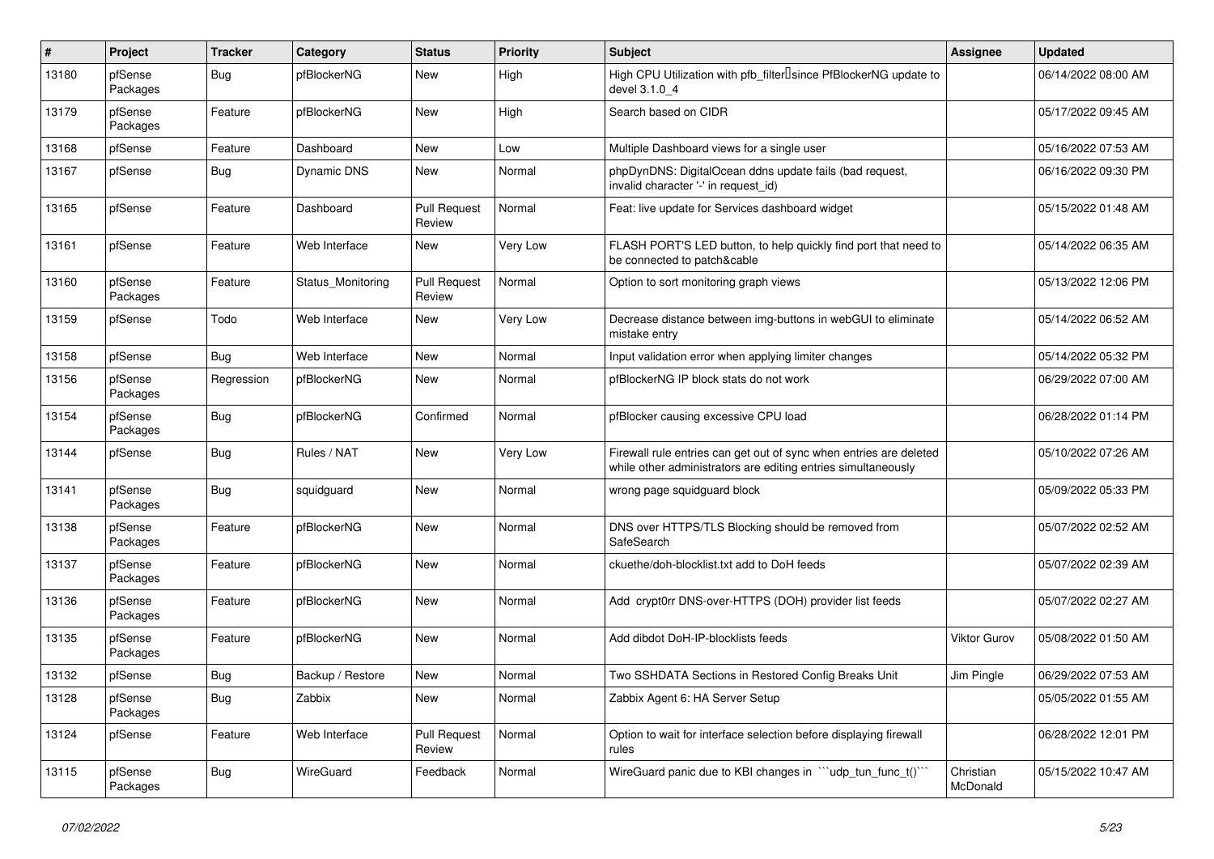| # | Project | Tracker | Category | Status | Priority | Subject | Assignee | Updated |
|---|---|---|---|---|---|---|---|---|
| 13180 | pfSense Packages | Bug | pfBlockerNG | New | High | High CPU Utilization with pfb_filter since PfBlockerNG update to devel 3.1.0_4 | | 06/14/2022 08:00 AM |
| 13179 | pfSense Packages | Feature | pfBlockerNG | New | High | Search based on CIDR | | 05/17/2022 09:45 AM |
| 13168 | pfSense | Feature | Dashboard | New | Low | Multiple Dashboard views for a single user | | 05/16/2022 07:53 AM |
| 13167 | pfSense | Bug | Dynamic DNS | New | Normal | phpDynDNS: DigitalOcean ddns update fails (bad request, invalid character '-' in request_id) | | 06/16/2022 09:30 PM |
| 13165 | pfSense | Feature | Dashboard | Pull Request Review | Normal | Feat: live update for Services dashboard widget | | 05/15/2022 01:48 AM |
| 13161 | pfSense | Feature | Web Interface | New | Very Low | FLASH PORT'S LED button, to help quickly find port that need to be connected to patch&cable | | 05/14/2022 06:35 AM |
| 13160 | pfSense Packages | Feature | Status_Monitoring | Pull Request Review | Normal | Option to sort monitoring graph views | | 05/13/2022 12:06 PM |
| 13159 | pfSense | Todo | Web Interface | New | Very Low | Decrease distance between img-buttons in webGUI to eliminate mistake entry | | 05/14/2022 06:52 AM |
| 13158 | pfSense | Bug | Web Interface | New | Normal | Input validation error when applying limiter changes | | 05/14/2022 05:32 PM |
| 13156 | pfSense Packages | Regression | pfBlockerNG | New | Normal | pfBlockerNG IP block stats do not work | | 06/29/2022 07:00 AM |
| 13154 | pfSense Packages | Bug | pfBlockerNG | Confirmed | Normal | pfBlocker causing excessive CPU load | | 06/28/2022 01:14 PM |
| 13144 | pfSense | Bug | Rules / NAT | New | Very Low | Firewall rule entries can get out of sync when entries are deleted while other administrators are editing entries simultaneously | | 05/10/2022 07:26 AM |
| 13141 | pfSense Packages | Bug | squidguard | New | Normal | wrong page squidguard block | | 05/09/2022 05:33 PM |
| 13138 | pfSense Packages | Feature | pfBlockerNG | New | Normal | DNS over HTTPS/TLS Blocking should be removed from SafeSearch | | 05/07/2022 02:52 AM |
| 13137 | pfSense Packages | Feature | pfBlockerNG | New | Normal | ckuethe/doh-blocklist.txt add to DoH feeds | | 05/07/2022 02:39 AM |
| 13136 | pfSense Packages | Feature | pfBlockerNG | New | Normal | Add crypt0rr DNS-over-HTTPS (DOH) provider list feeds | | 05/07/2022 02:27 AM |
| 13135 | pfSense Packages | Feature | pfBlockerNG | New | Normal | Add dibdot DoH-IP-blocklists feeds | Viktor Gurov | 05/08/2022 01:50 AM |
| 13132 | pfSense | Bug | Backup / Restore | New | Normal | Two SSHDATA Sections in Restored Config Breaks Unit | Jim Pingle | 06/29/2022 07:53 AM |
| 13128 | pfSense Packages | Bug | Zabbix | New | Normal | Zabbix Agent 6: HA Server Setup | | 05/05/2022 01:55 AM |
| 13124 | pfSense | Feature | Web Interface | Pull Request Review | Normal | Option to wait for interface selection before displaying firewall rules | | 06/28/2022 12:01 PM |
| 13115 | pfSense Packages | Bug | WireGuard | Feedback | Normal | WireGuard panic due to KBI changes in ```udp_tun_func_t()``` | Christian McDonald | 05/15/2022 10:47 AM |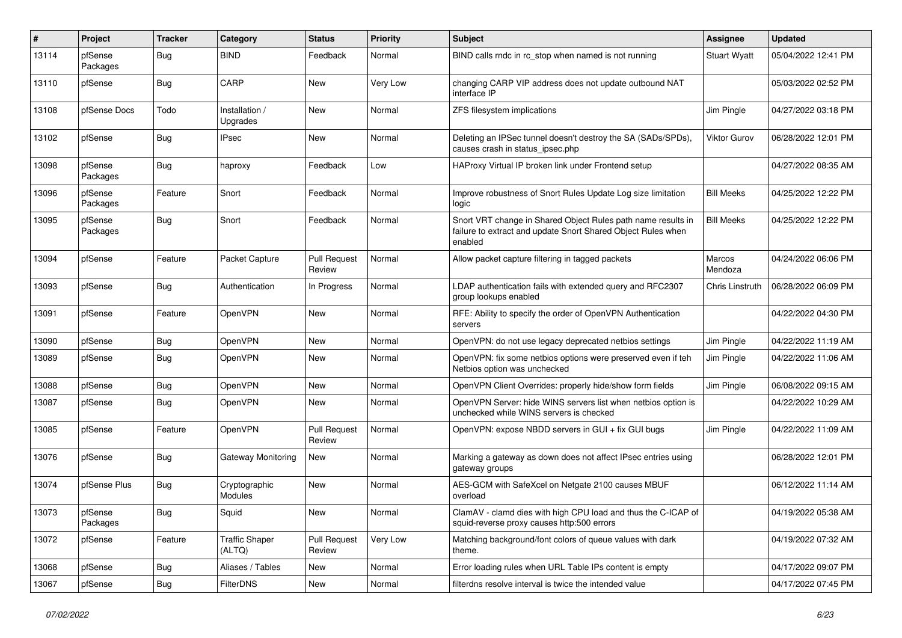| # | Project | Tracker | Category | Status | Priority | Subject | Assignee | Updated |
|---|---|---|---|---|---|---|---|---|
| 13114 | pfSense Packages | Bug | BIND | Feedback | Normal | BIND calls rndc in rc_stop when named is not running | Stuart Wyatt | 05/04/2022 12:41 PM |
| 13110 | pfSense | Bug | CARP | New | Very Low | changing CARP VIP address does not update outbound NAT interface IP | | 05/03/2022 02:52 PM |
| 13108 | pfSense Docs | Todo | Installation / Upgrades | New | Normal | ZFS filesystem implications | Jim Pingle | 04/27/2022 03:18 PM |
| 13102 | pfSense | Bug | IPsec | New | Normal | Deleting an IPSec tunnel doesn't destroy the SA (SADs/SPDs), causes crash in status_ipsec.php | Viktor Gurov | 06/28/2022 12:01 PM |
| 13098 | pfSense Packages | Bug | haproxy | Feedback | Low | HAProxy Virtual IP broken link under Frontend setup | | 04/27/2022 08:35 AM |
| 13096 | pfSense Packages | Feature | Snort | Feedback | Normal | Improve robustness of Snort Rules Update Log size limitation logic | Bill Meeks | 04/25/2022 12:22 PM |
| 13095 | pfSense Packages | Bug | Snort | Feedback | Normal | Snort VRT change in Shared Object Rules path name results in failure to extract and update Snort Shared Object Rules when enabled | Bill Meeks | 04/25/2022 12:22 PM |
| 13094 | pfSense | Feature | Packet Capture | Pull Request Review | Normal | Allow packet capture filtering in tagged packets | Marcos Mendoza | 04/24/2022 06:06 PM |
| 13093 | pfSense | Bug | Authentication | In Progress | Normal | LDAP authentication fails with extended query and RFC2307 group lookups enabled | Chris Linstruth | 06/28/2022 06:09 PM |
| 13091 | pfSense | Feature | OpenVPN | New | Normal | RFE: Ability to specify the order of OpenVPN Authentication servers | | 04/22/2022 04:30 PM |
| 13090 | pfSense | Bug | OpenVPN | New | Normal | OpenVPN: do not use legacy deprecated netbios settings | Jim Pingle | 04/22/2022 11:19 AM |
| 13089 | pfSense | Bug | OpenVPN | New | Normal | OpenVPN: fix some netbios options were preserved even if teh Netbios option was unchecked | Jim Pingle | 04/22/2022 11:06 AM |
| 13088 | pfSense | Bug | OpenVPN | New | Normal | OpenVPN Client Overrides: properly hide/show form fields | Jim Pingle | 06/08/2022 09:15 AM |
| 13087 | pfSense | Bug | OpenVPN | New | Normal | OpenVPN Server: hide WINS servers list when netbios option is unchecked while WINS servers is checked | | 04/22/2022 10:29 AM |
| 13085 | pfSense | Feature | OpenVPN | Pull Request Review | Normal | OpenVPN: expose NBDD servers in GUI + fix GUI bugs | Jim Pingle | 04/22/2022 11:09 AM |
| 13076 | pfSense | Bug | Gateway Monitoring | New | Normal | Marking a gateway as down does not affect IPsec entries using gateway groups | | 06/28/2022 12:01 PM |
| 13074 | pfSense Plus | Bug | Cryptographic Modules | New | Normal | AES-GCM with SafeXcel on Netgate 2100 causes MBUF overload | | 06/12/2022 11:14 AM |
| 13073 | pfSense Packages | Bug | Squid | New | Normal | ClamAV - clamd dies with high CPU load and thus the C-ICAP of squid-reverse proxy causes http:500 errors | | 04/19/2022 05:38 AM |
| 13072 | pfSense | Feature | Traffic Shaper (ALTQ) | Pull Request Review | Very Low | Matching background/font colors of queue values with dark theme. | | 04/19/2022 07:32 AM |
| 13068 | pfSense | Bug | Aliases / Tables | New | Normal | Error loading rules when URL Table IPs content is empty | | 04/17/2022 09:07 PM |
| 13067 | pfSense | Bug | FilterDNS | New | Normal | filterdns resolve interval is twice the intended value | | 04/17/2022 07:45 PM |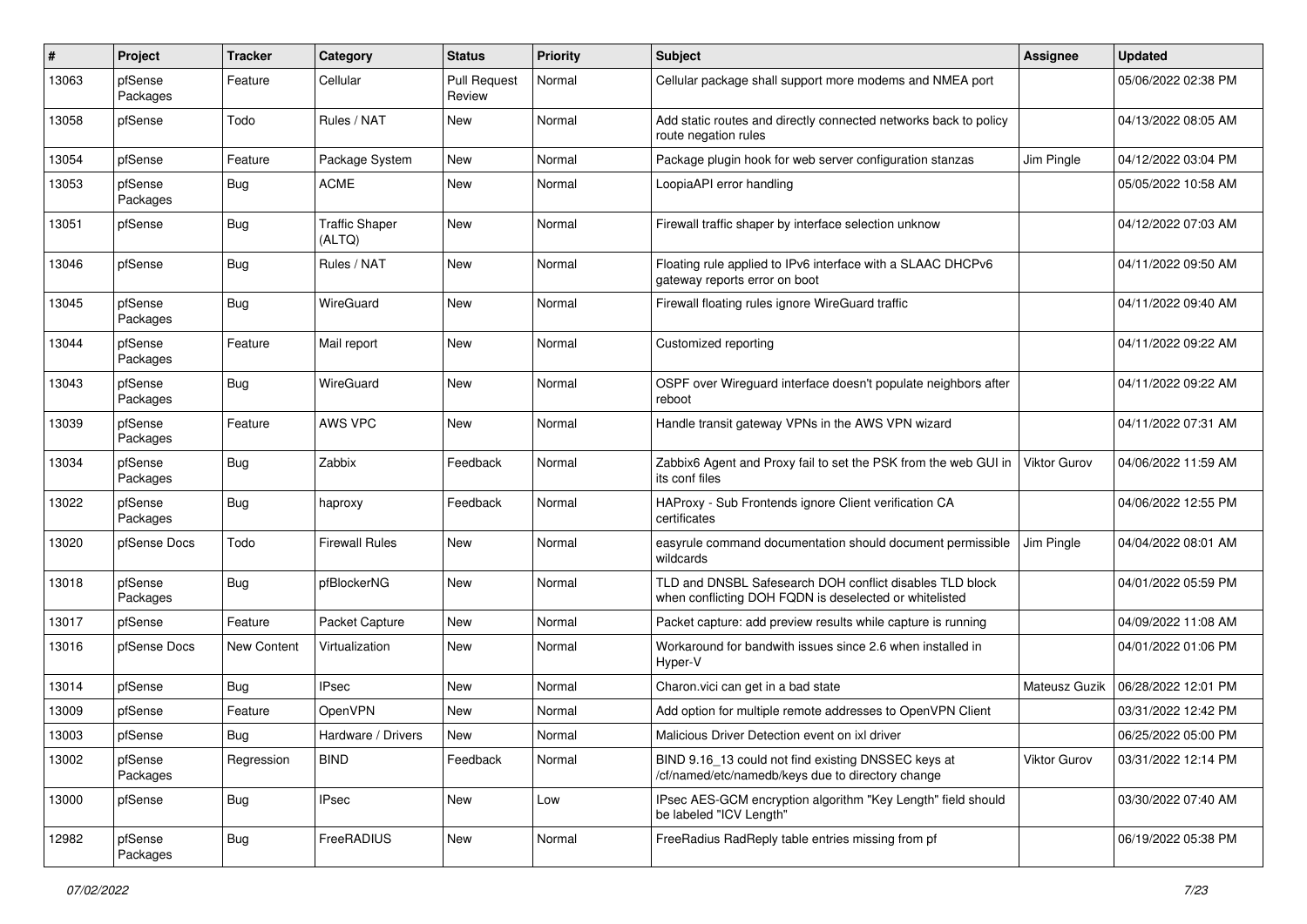| # | Project | Tracker | Category | Status | Priority | Subject | Assignee | Updated |
|---|---|---|---|---|---|---|---|---|
| 13063 | pfSense Packages | Feature | Cellular | Pull Request Review | Normal | Cellular package shall support more modems and NMEA port | | 05/06/2022 02:38 PM |
| 13058 | pfSense | Todo | Rules / NAT | New | Normal | Add static routes and directly connected networks back to policy route negation rules | | 04/13/2022 08:05 AM |
| 13054 | pfSense | Feature | Package System | New | Normal | Package plugin hook for web server configuration stanzas | Jim Pingle | 04/12/2022 03:04 PM |
| 13053 | pfSense Packages | Bug | ACME | New | Normal | LoopiaAPI error handling | | 05/05/2022 10:58 AM |
| 13051 | pfSense | Bug | Traffic Shaper (ALTQ) | New | Normal | Firewall traffic shaper by interface selection unknow | | 04/12/2022 07:03 AM |
| 13046 | pfSense | Bug | Rules / NAT | New | Normal | Floating rule applied to IPv6 interface with a SLAAC DHCPv6 gateway reports error on boot | | 04/11/2022 09:50 AM |
| 13045 | pfSense Packages | Bug | WireGuard | New | Normal | Firewall floating rules ignore WireGuard traffic | | 04/11/2022 09:40 AM |
| 13044 | pfSense Packages | Feature | Mail report | New | Normal | Customized reporting | | 04/11/2022 09:22 AM |
| 13043 | pfSense Packages | Bug | WireGuard | New | Normal | OSPF over Wireguard interface doesn't populate neighbors after reboot | | 04/11/2022 09:22 AM |
| 13039 | pfSense Packages | Feature | AWS VPC | New | Normal | Handle transit gateway VPNs in the AWS VPN wizard | | 04/11/2022 07:31 AM |
| 13034 | pfSense Packages | Bug | Zabbix | Feedback | Normal | Zabbix6 Agent and Proxy fail to set the PSK from the web GUI in its conf files | Viktor Gurov | 04/06/2022 11:59 AM |
| 13022 | pfSense Packages | Bug | haproxy | Feedback | Normal | HAProxy - Sub Frontends ignore Client verification CA certificates | | 04/06/2022 12:55 PM |
| 13020 | pfSense Docs | Todo | Firewall Rules | New | Normal | easyrule command documentation should document permissible wildcards | Jim Pingle | 04/04/2022 08:01 AM |
| 13018 | pfSense Packages | Bug | pfBlockerNG | New | Normal | TLD and DNSBL Safesearch DOH conflict disables TLD block when conflicting DOH FQDN is deselected or whitelisted | | 04/01/2022 05:59 PM |
| 13017 | pfSense | Feature | Packet Capture | New | Normal | Packet capture: add preview results while capture is running | | 04/09/2022 11:08 AM |
| 13016 | pfSense Docs | New Content | Virtualization | New | Normal | Workaround for bandwith issues since 2.6 when installed in Hyper-V | | 04/01/2022 01:06 PM |
| 13014 | pfSense | Bug | IPsec | New | Normal | Charon.vici can get in a bad state | Mateusz Guzik | 06/28/2022 12:01 PM |
| 13009 | pfSense | Feature | OpenVPN | New | Normal | Add option for multiple remote addresses to OpenVPN Client | | 03/31/2022 12:42 PM |
| 13003 | pfSense | Bug | Hardware / Drivers | New | Normal | Malicious Driver Detection event on ixl driver | | 06/25/2022 05:00 PM |
| 13002 | pfSense Packages | Regression | BIND | Feedback | Normal | BIND 9.16_13 could not find existing DNSSEC keys at /cf/named/etc/namedb/keys due to directory change | Viktor Gurov | 03/31/2022 12:14 PM |
| 13000 | pfSense | Bug | IPsec | New | Low | IPsec AES-GCM encryption algorithm "Key Length" field should be labeled "ICV Length" | | 03/30/2022 07:40 AM |
| 12982 | pfSense Packages | Bug | FreeRADIUS | New | Normal | FreeRadius RadReply table entries missing from pf | | 06/19/2022 05:38 PM |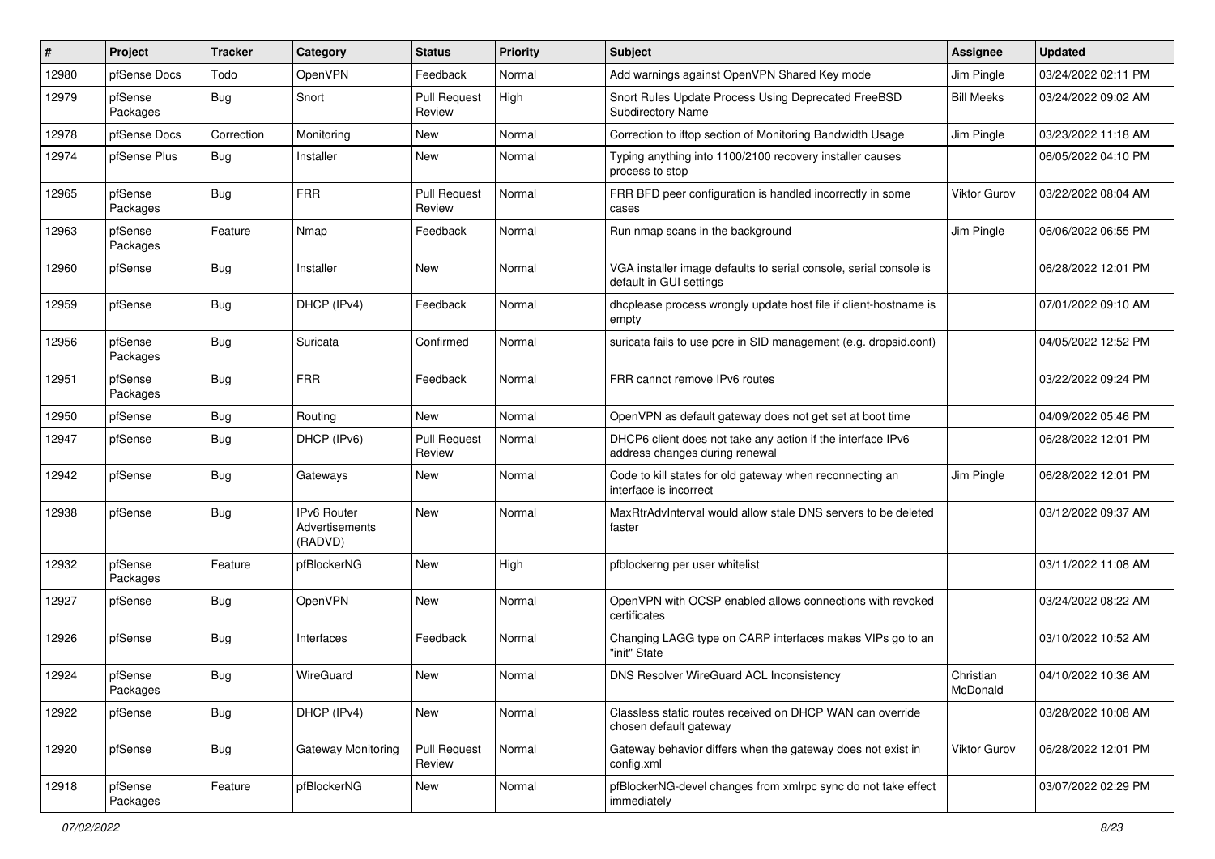| # | Project | Tracker | Category | Status | Priority | Subject | Assignee | Updated |
|---|---|---|---|---|---|---|---|---|
| 12980 | pfSense Docs | Todo | OpenVPN | Feedback | Normal | Add warnings against OpenVPN Shared Key mode | Jim Pingle | 03/24/2022 02:11 PM |
| 12979 | pfSense Packages | Bug | Snort | Pull Request Review | High | Snort Rules Update Process Using Deprecated FreeBSD Subdirectory Name | Bill Meeks | 03/24/2022 09:02 AM |
| 12978 | pfSense Docs | Correction | Monitoring | New | Normal | Correction to iftop section of Monitoring Bandwidth Usage | Jim Pingle | 03/23/2022 11:18 AM |
| 12974 | pfSense Plus | Bug | Installer | New | Normal | Typing anything into 1100/2100 recovery installer causes process to stop | | 06/05/2022 04:10 PM |
| 12965 | pfSense Packages | Bug | FRR | Pull Request Review | Normal | FRR BFD peer configuration is handled incorrectly in some cases | Viktor Gurov | 03/22/2022 08:04 AM |
| 12963 | pfSense Packages | Feature | Nmap | Feedback | Normal | Run nmap scans in the background | Jim Pingle | 06/06/2022 06:55 PM |
| 12960 | pfSense | Bug | Installer | New | Normal | VGA installer image defaults to serial console, serial console is default in GUI settings | | 06/28/2022 12:01 PM |
| 12959 | pfSense | Bug | DHCP (IPv4) | Feedback | Normal | dhcplease process wrongly update host file if client-hostname is empty | | 07/01/2022 09:10 AM |
| 12956 | pfSense Packages | Bug | Suricata | Confirmed | Normal | suricata fails to use pcre in SID management (e.g. dropsid.conf) | | 04/05/2022 12:52 PM |
| 12951 | pfSense Packages | Bug | FRR | Feedback | Normal | FRR cannot remove IPv6 routes | | 03/22/2022 09:24 PM |
| 12950 | pfSense | Bug | Routing | New | Normal | OpenVPN as default gateway does not get set at boot time | | 04/09/2022 05:46 PM |
| 12947 | pfSense | Bug | DHCP (IPv6) | Pull Request Review | Normal | DHCP6 client does not take any action if the interface IPv6 address changes during renewal | | 06/28/2022 12:01 PM |
| 12942 | pfSense | Bug | Gateways | New | Normal | Code to kill states for old gateway when reconnecting an interface is incorrect | Jim Pingle | 06/28/2022 12:01 PM |
| 12938 | pfSense | Bug | IPv6 Router Advertisements (RADVD) | New | Normal | MaxRtrAdvInterval would allow stale DNS servers to be deleted faster | | 03/12/2022 09:37 AM |
| 12932 | pfSense Packages | Feature | pfBlockerNG | New | High | pfblockerng per user whitelist | | 03/11/2022 11:08 AM |
| 12927 | pfSense | Bug | OpenVPN | New | Normal | OpenVPN with OCSP enabled allows connections with revoked certificates | | 03/24/2022 08:22 AM |
| 12926 | pfSense | Bug | Interfaces | Feedback | Normal | Changing LAGG type on CARP interfaces makes VIPs go to an "init" State | | 03/10/2022 10:52 AM |
| 12924 | pfSense Packages | Bug | WireGuard | New | Normal | DNS Resolver WireGuard ACL Inconsistency | Christian McDonald | 04/10/2022 10:36 AM |
| 12922 | pfSense | Bug | DHCP (IPv4) | New | Normal | Classless static routes received on DHCP WAN can override chosen default gateway | | 03/28/2022 10:08 AM |
| 12920 | pfSense | Bug | Gateway Monitoring | Pull Request Review | Normal | Gateway behavior differs when the gateway does not exist in config.xml | Viktor Gurov | 06/28/2022 12:01 PM |
| 12918 | pfSense Packages | Feature | pfBlockerNG | New | Normal | pfBlockerNG-devel changes from xmlrpc sync do not take effect immediately | | 03/07/2022 02:29 PM |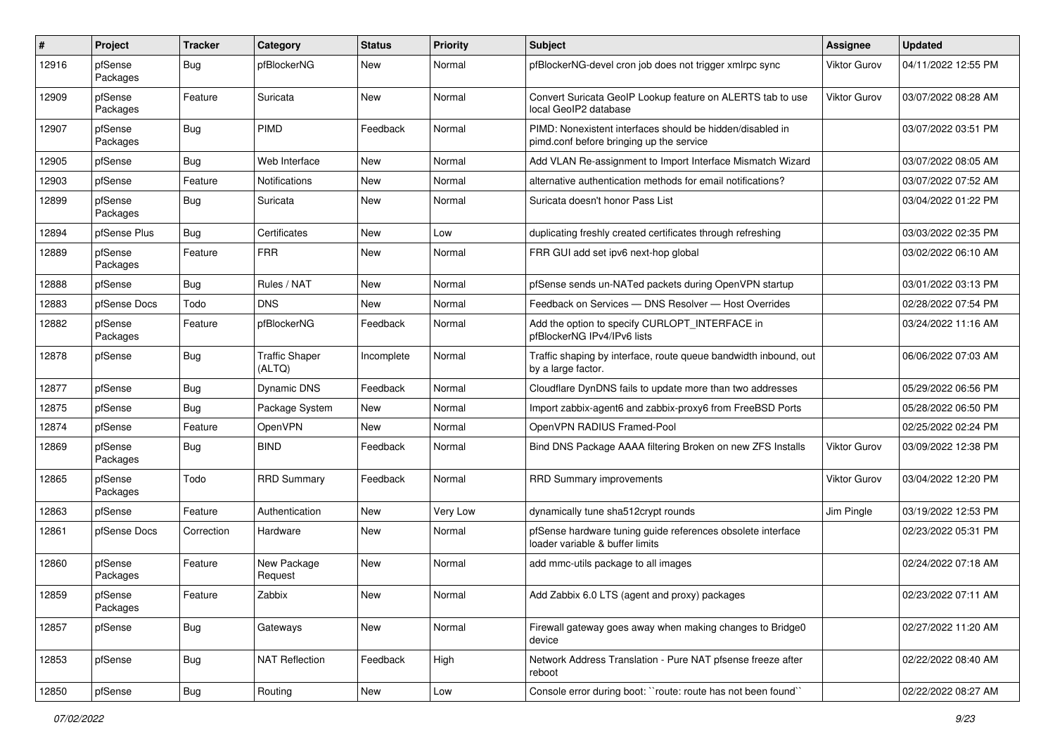| # | Project | Tracker | Category | Status | Priority | Subject | Assignee | Updated |
|---|---|---|---|---|---|---|---|---|
| 12916 | pfSense Packages | Bug | pfBlockerNG | New | Normal | pfBlockerNG-devel cron job does not trigger xmlrpc sync | Viktor Gurov | 04/11/2022 12:55 PM |
| 12909 | pfSense Packages | Feature | Suricata | New | Normal | Convert Suricata GeoIP Lookup feature on ALERTS tab to use local GeoIP2 database | Viktor Gurov | 03/07/2022 08:28 AM |
| 12907 | pfSense Packages | Bug | PIMD | Feedback | Normal | PIMD: Nonexistent interfaces should be hidden/disabled in pimd.conf before bringing up the service | | 03/07/2022 03:51 PM |
| 12905 | pfSense | Bug | Web Interface | New | Normal | Add VLAN Re-assignment to Import Interface Mismatch Wizard | | 03/07/2022 08:05 AM |
| 12903 | pfSense | Feature | Notifications | New | Normal | alternative authentication methods for email notifications? | | 03/07/2022 07:52 AM |
| 12899 | pfSense Packages | Bug | Suricata | New | Normal | Suricata doesn't honor Pass List | | 03/04/2022 01:22 PM |
| 12894 | pfSense Plus | Bug | Certificates | New | Low | duplicating freshly created certificates through refreshing | | 03/03/2022 02:35 PM |
| 12889 | pfSense Packages | Feature | FRR | New | Normal | FRR GUI add set ipv6 next-hop global | | 03/02/2022 06:10 AM |
| 12888 | pfSense | Bug | Rules / NAT | New | Normal | pfSense sends un-NATed packets during OpenVPN startup | | 03/01/2022 03:13 PM |
| 12883 | pfSense Docs | Todo | DNS | New | Normal | Feedback on Services — DNS Resolver — Host Overrides | | 02/28/2022 07:54 PM |
| 12882 | pfSense Packages | Feature | pfBlockerNG | Feedback | Normal | Add the option to specify CURLOPT_INTERFACE in pfBlockerNG IPv4/IPv6 lists | | 03/24/2022 11:16 AM |
| 12878 | pfSense | Bug | Traffic Shaper (ALTQ) | Incomplete | Normal | Traffic shaping by interface, route queue bandwidth inbound, out by a large factor. | | 06/06/2022 07:03 AM |
| 12877 | pfSense | Bug | Dynamic DNS | Feedback | Normal | Cloudflare DynDNS fails to update more than two addresses | | 05/29/2022 06:56 PM |
| 12875 | pfSense | Bug | Package System | New | Normal | Import zabbix-agent6 and zabbix-proxy6 from FreeBSD Ports | | 05/28/2022 06:50 PM |
| 12874 | pfSense | Feature | OpenVPN | New | Normal | OpenVPN RADIUS Framed-Pool | | 02/25/2022 02:24 PM |
| 12869 | pfSense Packages | Bug | BIND | Feedback | Normal | Bind DNS Package AAAA filtering Broken on new ZFS Installs | Viktor Gurov | 03/09/2022 12:38 PM |
| 12865 | pfSense Packages | Todo | RRD Summary | Feedback | Normal | RRD Summary improvements | Viktor Gurov | 03/04/2022 12:20 PM |
| 12863 | pfSense | Feature | Authentication | New | Very Low | dynamically tune sha512crypt rounds | Jim Pingle | 03/19/2022 12:53 PM |
| 12861 | pfSense Docs | Correction | Hardware | New | Normal | pfSense hardware tuning guide references obsolete interface loader variable & buffer limits | | 02/23/2022 05:31 PM |
| 12860 | pfSense Packages | Feature | New Package Request | New | Normal | add mmc-utils package to all images | | 02/24/2022 07:18 AM |
| 12859 | pfSense Packages | Feature | Zabbix | New | Normal | Add Zabbix 6.0 LTS (agent and proxy) packages | | 02/23/2022 07:11 AM |
| 12857 | pfSense | Bug | Gateways | New | Normal | Firewall gateway goes away when making changes to Bridge0 device | | 02/27/2022 11:20 AM |
| 12853 | pfSense | Bug | NAT Reflection | Feedback | High | Network Address Translation - Pure NAT pfsense freeze after reboot | | 02/22/2022 08:40 AM |
| 12850 | pfSense | Bug | Routing | New | Low | Console error during boot: ``route: route has not been found`` | | 02/22/2022 08:27 AM |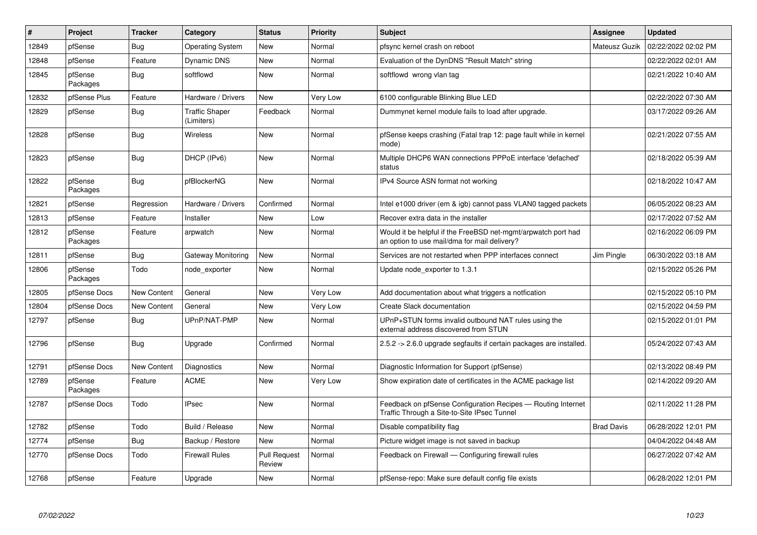| # | Project | Tracker | Category | Status | Priority | Subject | Assignee | Updated |
|---|---|---|---|---|---|---|---|---|
| 12849 | pfSense | Bug | Operating System | New | Normal | pfsync kernel crash on reboot | Mateusz Guzik | 02/22/2022 02:02 PM |
| 12848 | pfSense | Feature | Dynamic DNS | New | Normal | Evaluation of the DynDNS "Result Match" string | | 02/22/2022 02:01 AM |
| 12845 | pfSense Packages | Bug | softflowd | New | Normal | softflowd wrong vlan tag | | 02/21/2022 10:40 AM |
| 12832 | pfSense Plus | Feature | Hardware / Drivers | New | Very Low | 6100 configurable Blinking Blue LED | | 02/22/2022 07:30 AM |
| 12829 | pfSense | Bug | Traffic Shaper (Limiters) | Feedback | Normal | Dummynet kernel module fails to load after upgrade. | | 03/17/2022 09:26 AM |
| 12828 | pfSense | Bug | Wireless | New | Normal | pfSense keeps crashing (Fatal trap 12: page fault while in kernel mode) | | 02/21/2022 07:55 AM |
| 12823 | pfSense | Bug | DHCP (IPv6) | New | Normal | Multiple DHCP6 WAN connections PPPoE interface 'defached' status | | 02/18/2022 05:39 AM |
| 12822 | pfSense Packages | Bug | pfBlockerNG | New | Normal | IPv4 Source ASN format not working | | 02/18/2022 10:47 AM |
| 12821 | pfSense | Regression | Hardware / Drivers | Confirmed | Normal | Intel e1000 driver (em & igb) cannot pass VLAN0 tagged packets | | 06/05/2022 08:23 AM |
| 12813 | pfSense | Feature | Installer | New | Low | Recover extra data in the installer | | 02/17/2022 07:52 AM |
| 12812 | pfSense Packages | Feature | arpwatch | New | Normal | Would it be helpful if the FreeBSD net-mgmt/arpwatch port had an option to use mail/dma for mail delivery? | | 02/16/2022 06:09 PM |
| 12811 | pfSense | Bug | Gateway Monitoring | New | Normal | Services are not restarted when PPP interfaces connect | Jim Pingle | 06/30/2022 03:18 AM |
| 12806 | pfSense Packages | Todo | node_exporter | New | Normal | Update node_exporter to 1.3.1 | | 02/15/2022 05:26 PM |
| 12805 | pfSense Docs | New Content | General | New | Very Low | Add documentation about what triggers a notfication | | 02/15/2022 05:10 PM |
| 12804 | pfSense Docs | New Content | General | New | Very Low | Create Slack documentation | | 02/15/2022 04:59 PM |
| 12797 | pfSense | Bug | UPnP/NAT-PMP | New | Normal | UPnP+STUN forms invalid outbound NAT rules using the external address discovered from STUN | | 02/15/2022 01:01 PM |
| 12796 | pfSense | Bug | Upgrade | Confirmed | Normal | 2.5.2 -> 2.6.0 upgrade segfaults if certain packages are installed. | | 05/24/2022 07:43 AM |
| 12791 | pfSense Docs | New Content | Diagnostics | New | Normal | Diagnostic Information for Support (pfSense) | | 02/13/2022 08:49 PM |
| 12789 | pfSense Packages | Feature | ACME | New | Very Low | Show expiration date of certificates in the ACME package list | | 02/14/2022 09:20 AM |
| 12787 | pfSense Docs | Todo | IPsec | New | Normal | Feedback on pfSense Configuration Recipes — Routing Internet Traffic Through a Site-to-Site IPsec Tunnel | | 02/11/2022 11:28 PM |
| 12782 | pfSense | Todo | Build / Release | New | Normal | Disable compatibility flag | Brad Davis | 06/28/2022 12:01 PM |
| 12774 | pfSense | Bug | Backup / Restore | New | Normal | Picture widget image is not saved in backup | | 04/04/2022 04:48 AM |
| 12770 | pfSense Docs | Todo | Firewall Rules | Pull Request Review | Normal | Feedback on Firewall — Configuring firewall rules | | 06/27/2022 07:42 AM |
| 12768 | pfSense | Feature | Upgrade | New | Normal | pfSense-repo: Make sure default config file exists | | 06/28/2022 12:01 PM |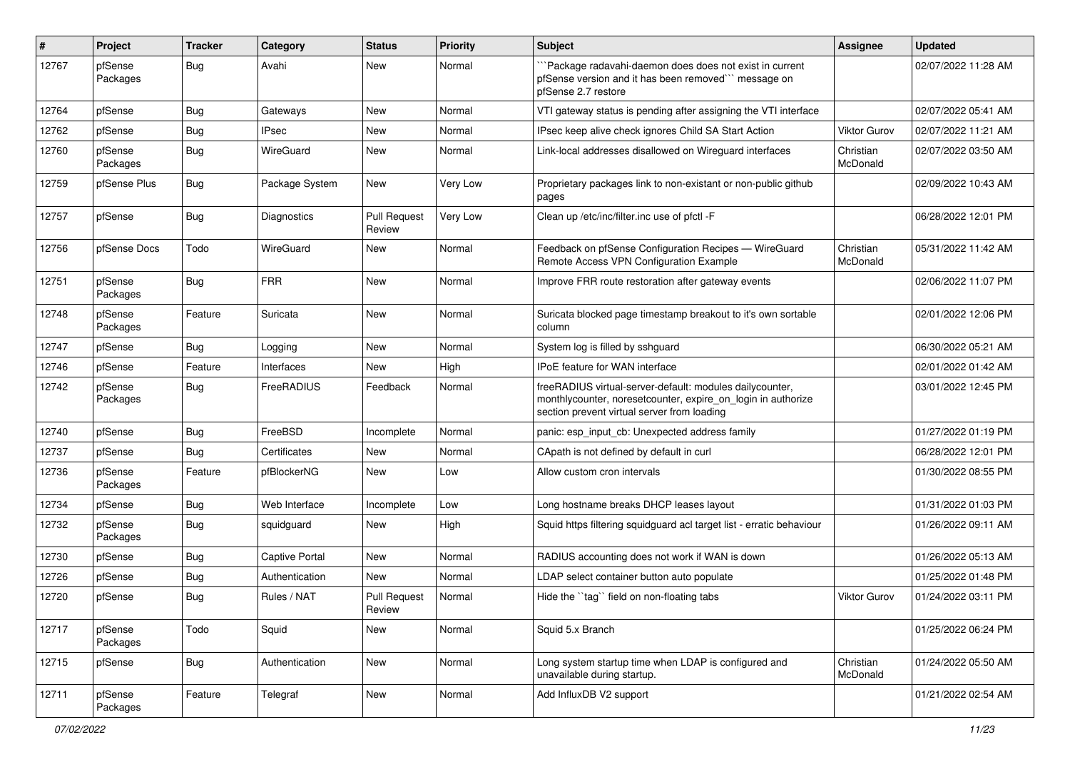| # | Project | Tracker | Category | Status | Priority | Subject | Assignee | Updated |
|---|---|---|---|---|---|---|---|---|
| 12767 | pfSense Packages | Bug | Avahi | New | Normal | ```Package radavahi-daemon does does not exist in current pfSense version and it has been removed``` message on pfSense 2.7 restore | | 02/07/2022 11:28 AM |
| 12764 | pfSense | Bug | Gateways | New | Normal | VTI gateway status is pending after assigning the VTI interface | | 02/07/2022 05:41 AM |
| 12762 | pfSense | Bug | IPsec | New | Normal | IPsec keep alive check ignores Child SA Start Action | Viktor Gurov | 02/07/2022 11:21 AM |
| 12760 | pfSense Packages | Bug | WireGuard | New | Normal | Link-local addresses disallowed on Wireguard interfaces | Christian McDonald | 02/07/2022 03:50 AM |
| 12759 | pfSense Plus | Bug | Package System | New | Very Low | Proprietary packages link to non-existant or non-public github pages | | 02/09/2022 10:43 AM |
| 12757 | pfSense | Bug | Diagnostics | Pull Request Review | Very Low | Clean up /etc/inc/filter.inc use of pfctl -F | | 06/28/2022 12:01 PM |
| 12756 | pfSense Docs | Todo | WireGuard | New | Normal | Feedback on pfSense Configuration Recipes — WireGuard Remote Access VPN Configuration Example | Christian McDonald | 05/31/2022 11:42 AM |
| 12751 | pfSense Packages | Bug | FRR | New | Normal | Improve FRR route restoration after gateway events | | 02/06/2022 11:07 PM |
| 12748 | pfSense Packages | Feature | Suricata | New | Normal | Suricata blocked page timestamp breakout to it's own sortable column | | 02/01/2022 12:06 PM |
| 12747 | pfSense | Bug | Logging | New | Normal | System log is filled by sshguard | | 06/30/2022 05:21 AM |
| 12746 | pfSense | Feature | Interfaces | New | High | IPoE feature for WAN interface | | 02/01/2022 01:42 AM |
| 12742 | pfSense Packages | Bug | FreeRADIUS | Feedback | Normal | freeRADIUS virtual-server-default: modules dailycounter, monthlycounter, noresetcounter, expire_on_login in authorize section prevent virtual server from loading | | 03/01/2022 12:45 PM |
| 12740 | pfSense | Bug | FreeBSD | Incomplete | Normal | panic: esp_input_cb: Unexpected address family | | 01/27/2022 01:19 PM |
| 12737 | pfSense | Bug | Certificates | New | Normal | CApath is not defined by default in curl | | 06/28/2022 12:01 PM |
| 12736 | pfSense Packages | Feature | pfBlockerNG | New | Low | Allow custom cron intervals | | 01/30/2022 08:55 PM |
| 12734 | pfSense | Bug | Web Interface | Incomplete | Low | Long hostname breaks DHCP leases layout | | 01/31/2022 01:03 PM |
| 12732 | pfSense Packages | Bug | squidguard | New | High | Squid https filtering squidguard acl target list - erratic behaviour | | 01/26/2022 09:11 AM |
| 12730 | pfSense | Bug | Captive Portal | New | Normal | RADIUS accounting does not work if WAN is down | | 01/26/2022 05:13 AM |
| 12726 | pfSense | Bug | Authentication | New | Normal | LDAP select container button auto populate | | 01/25/2022 01:48 PM |
| 12720 | pfSense | Bug | Rules / NAT | Pull Request Review | Normal | Hide the ``tag`` field on non-floating tabs | Viktor Gurov | 01/24/2022 03:11 PM |
| 12717 | pfSense Packages | Todo | Squid | New | Normal | Squid 5.x Branch | | 01/25/2022 06:24 PM |
| 12715 | pfSense | Bug | Authentication | New | Normal | Long system startup time when LDAP is configured and unavailable during startup. | Christian McDonald | 01/24/2022 05:50 AM |
| 12711 | pfSense Packages | Feature | Telegraf | New | Normal | Add InfluxDB V2 support | | 01/21/2022 02:54 AM |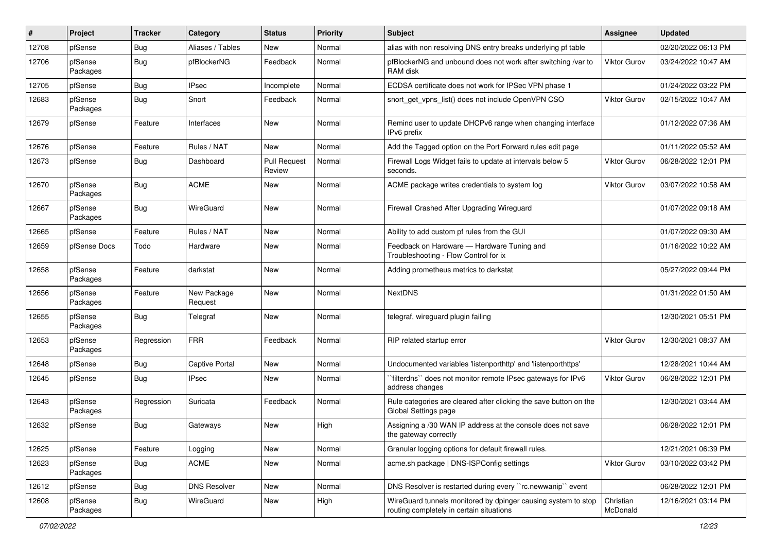| # | Project | Tracker | Category | Status | Priority | Subject | Assignee | Updated |
|---|---|---|---|---|---|---|---|---|
| 12708 | pfSense | Bug | Aliases / Tables | New | Normal | alias with non resolving DNS entry breaks underlying pf table | | 02/20/2022 06:13 PM |
| 12706 | pfSense Packages | Bug | pfBlockerNG | Feedback | Normal | pfBlockerNG and unbound does not work after switching /var to RAM disk | Viktor Gurov | 03/24/2022 10:47 AM |
| 12705 | pfSense | Bug | IPsec | Incomplete | Normal | ECDSA certificate does not work for IPSec VPN phase 1 | | 01/24/2022 03:22 PM |
| 12683 | pfSense Packages | Bug | Snort | Feedback | Normal | snort_get_vpns_list() does not include OpenVPN CSO | Viktor Gurov | 02/15/2022 10:47 AM |
| 12679 | pfSense | Feature | Interfaces | New | Normal | Remind user to update DHCPv6 range when changing interface IPv6 prefix | | 01/12/2022 07:36 AM |
| 12676 | pfSense | Feature | Rules / NAT | New | Normal | Add the Tagged option on the Port Forward rules edit page | | 01/11/2022 05:52 AM |
| 12673 | pfSense | Bug | Dashboard | Pull Request Review | Normal | Firewall Logs Widget fails to update at intervals below 5 seconds. | Viktor Gurov | 06/28/2022 12:01 PM |
| 12670 | pfSense Packages | Bug | ACME | New | Normal | ACME package writes credentials to system log | Viktor Gurov | 03/07/2022 10:58 AM |
| 12667 | pfSense Packages | Bug | WireGuard | New | Normal | Firewall Crashed After Upgrading Wireguard | | 01/07/2022 09:18 AM |
| 12665 | pfSense | Feature | Rules / NAT | New | Normal | Ability to add custom pf rules from the GUI | | 01/07/2022 09:30 AM |
| 12659 | pfSense Docs | Todo | Hardware | New | Normal | Feedback on Hardware — Hardware Tuning and Troubleshooting - Flow Control for ix | | 01/16/2022 10:22 AM |
| 12658 | pfSense Packages | Feature | darkstat | New | Normal | Adding prometheus metrics to darkstat | | 05/27/2022 09:44 PM |
| 12656 | pfSense Packages | Feature | New Package Request | New | Normal | NextDNS | | 01/31/2022 01:50 AM |
| 12655 | pfSense Packages | Bug | Telegraf | New | Normal | telegraf, wireguard plugin failing | | 12/30/2021 05:51 PM |
| 12653 | pfSense Packages | Regression | FRR | Feedback | Normal | RIP related startup error | Viktor Gurov | 12/30/2021 08:37 AM |
| 12648 | pfSense | Bug | Captive Portal | New | Normal | Undocumented variables 'listenporthttp' and 'listenporthttps' | | 12/28/2021 10:44 AM |
| 12645 | pfSense | Bug | IPsec | New | Normal | ``filterdns`` does not monitor remote IPsec gateways for IPv6 address changes | Viktor Gurov | 06/28/2022 12:01 PM |
| 12643 | pfSense Packages | Regression | Suricata | Feedback | Normal | Rule categories are cleared after clicking the save button on the Global Settings page | | 12/30/2021 03:44 AM |
| 12632 | pfSense | Bug | Gateways | New | High | Assigning a /30 WAN IP address at the console does not save the gateway correctly | | 06/28/2022 12:01 PM |
| 12625 | pfSense | Feature | Logging | New | Normal | Granular logging options for default firewall rules. | | 12/21/2021 06:39 PM |
| 12623 | pfSense Packages | Bug | ACME | New | Normal | acme.sh package \| DNS-ISPConfig settings | Viktor Gurov | 03/10/2022 03:42 PM |
| 12612 | pfSense | Bug | DNS Resolver | New | Normal | DNS Resolver is restarted during every ``rc.newwanip`` event | | 06/28/2022 12:01 PM |
| 12608 | pfSense Packages | Bug | WireGuard | New | High | WireGuard tunnels monitored by dpinger causing system to stop routing completely in certain situations | Christian McDonald | 12/16/2021 03:14 PM |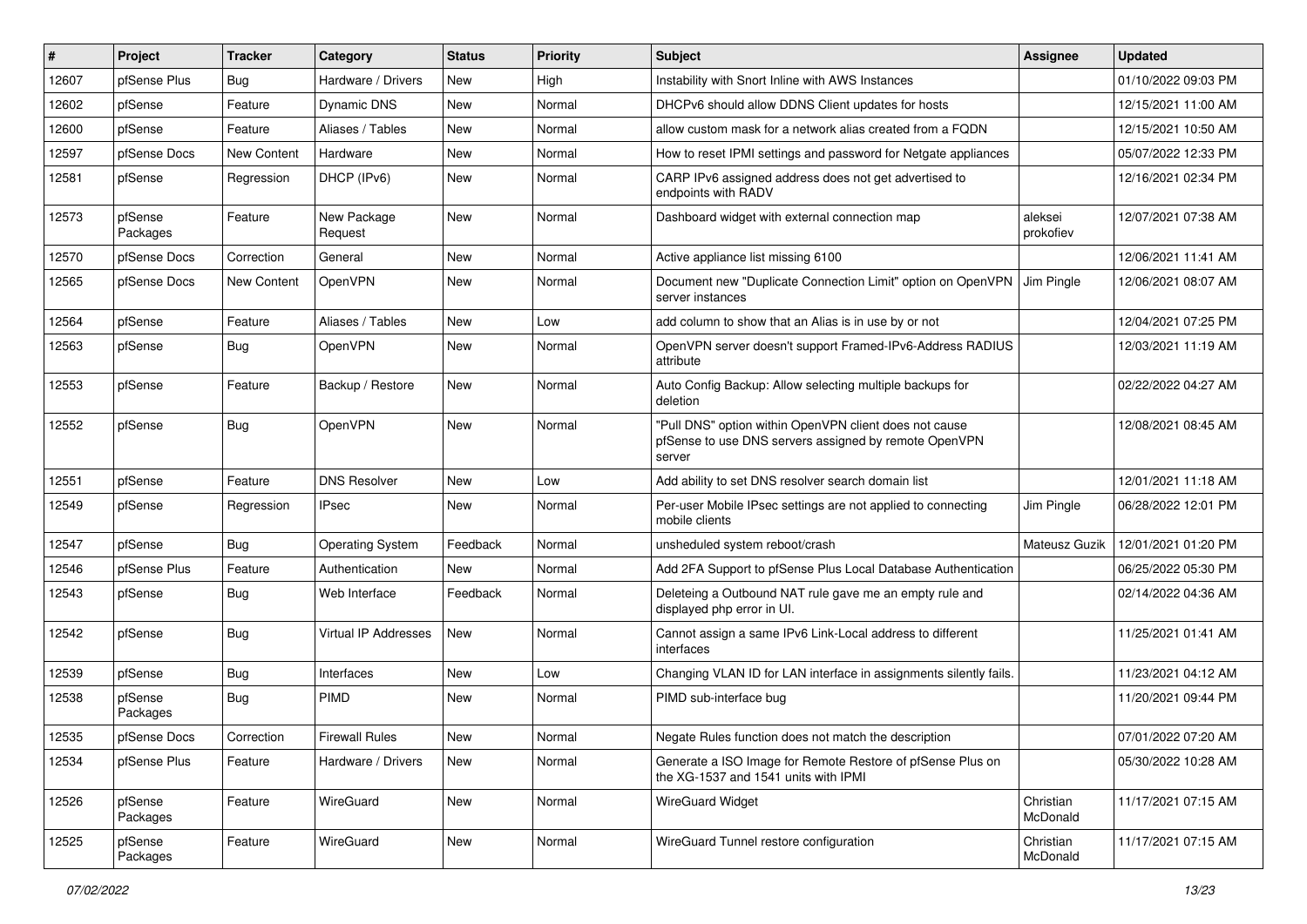| # | Project | Tracker | Category | Status | Priority | Subject | Assignee | Updated |
|---|---|---|---|---|---|---|---|---|
| 12607 | pfSense Plus | Bug | Hardware / Drivers | New | High | Instability with Snort Inline with AWS Instances | | 01/10/2022 09:03 PM |
| 12602 | pfSense | Feature | Dynamic DNS | New | Normal | DHCPv6 should allow DDNS Client updates for hosts | | 12/15/2021 11:00 AM |
| 12600 | pfSense | Feature | Aliases / Tables | New | Normal | allow custom mask for a network alias created from a FQDN | | 12/15/2021 10:50 AM |
| 12597 | pfSense Docs | New Content | Hardware | New | Normal | How to reset IPMI settings and password for Netgate appliances | | 05/07/2022 12:33 PM |
| 12581 | pfSense | Regression | DHCP (IPv6) | New | Normal | CARP IPv6 assigned address does not get advertised to endpoints with RADV | | 12/16/2021 02:34 PM |
| 12573 | pfSense Packages | Feature | New Package Request | New | Normal | Dashboard widget with external connection map | aleksei prokofiev | 12/07/2021 07:38 AM |
| 12570 | pfSense Docs | Correction | General | New | Normal | Active appliance list missing 6100 | | 12/06/2021 11:41 AM |
| 12565 | pfSense Docs | New Content | OpenVPN | New | Normal | Document new "Duplicate Connection Limit" option on OpenVPN server instances | Jim Pingle | 12/06/2021 08:07 AM |
| 12564 | pfSense | Feature | Aliases / Tables | New | Low | add column to show that an Alias is in use by or not | | 12/04/2021 07:25 PM |
| 12563 | pfSense | Bug | OpenVPN | New | Normal | OpenVPN server doesn't support Framed-IPv6-Address RADIUS attribute | | 12/03/2021 11:19 AM |
| 12553 | pfSense | Feature | Backup / Restore | New | Normal | Auto Config Backup: Allow selecting multiple backups for deletion | | 02/22/2022 04:27 AM |
| 12552 | pfSense | Bug | OpenVPN | New | Normal | "Pull DNS" option within OpenVPN client does not cause pfSense to use DNS servers assigned by remote OpenVPN server | | 12/08/2021 08:45 AM |
| 12551 | pfSense | Feature | DNS Resolver | New | Low | Add ability to set DNS resolver search domain list | | 12/01/2021 11:18 AM |
| 12549 | pfSense | Regression | IPsec | New | Normal | Per-user Mobile IPsec settings are not applied to connecting mobile clients | Jim Pingle | 06/28/2022 12:01 PM |
| 12547 | pfSense | Bug | Operating System | Feedback | Normal | unsheduled system reboot/crash | Mateusz Guzik | 12/01/2021 01:20 PM |
| 12546 | pfSense Plus | Feature | Authentication | New | Normal | Add 2FA Support to pfSense Plus Local Database Authentication | | 06/25/2022 05:30 PM |
| 12543 | pfSense | Bug | Web Interface | Feedback | Normal | Deleteing a Outbound NAT rule gave me an empty rule and displayed php error in UI. | | 02/14/2022 04:36 AM |
| 12542 | pfSense | Bug | Virtual IP Addresses | New | Normal | Cannot assign a same IPv6 Link-Local address to different interfaces | | 11/25/2021 01:41 AM |
| 12539 | pfSense | Bug | Interfaces | New | Low | Changing VLAN ID for LAN interface in assignments silently fails. | | 11/23/2021 04:12 AM |
| 12538 | pfSense Packages | Bug | PIMD | New | Normal | PIMD sub-interface bug | | 11/20/2021 09:44 PM |
| 12535 | pfSense Docs | Correction | Firewall Rules | New | Normal | Negate Rules function does not match the description | | 07/01/2022 07:20 AM |
| 12534 | pfSense Plus | Feature | Hardware / Drivers | New | Normal | Generate a ISO Image for Remote Restore of pfSense Plus on the XG-1537 and 1541 units with IPMI | | 05/30/2022 10:28 AM |
| 12526 | pfSense Packages | Feature | WireGuard | New | Normal | WireGuard Widget | Christian McDonald | 11/17/2021 07:15 AM |
| 12525 | pfSense Packages | Feature | WireGuard | New | Normal | WireGuard Tunnel restore configuration | Christian McDonald | 11/17/2021 07:15 AM |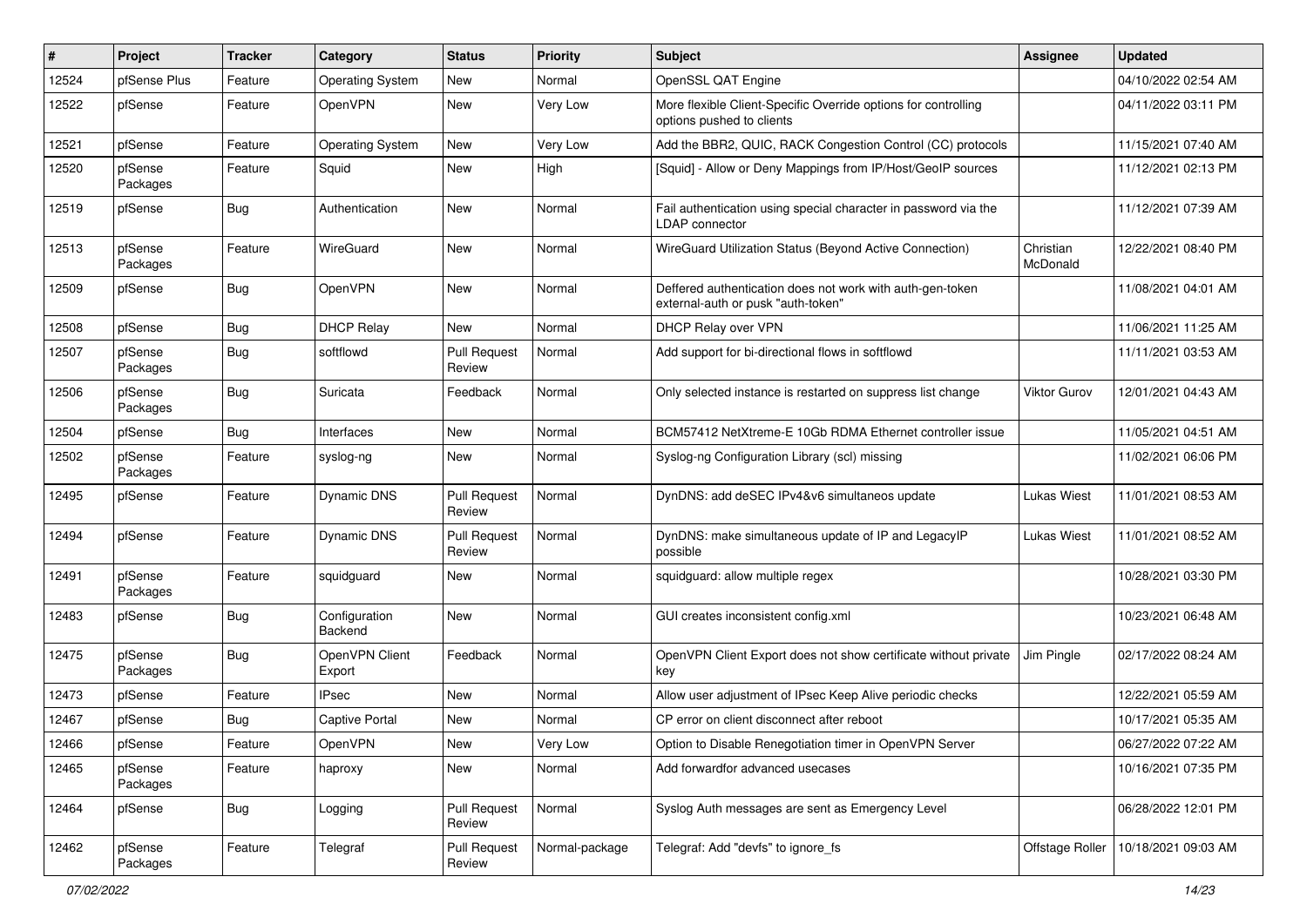| # | Project | Tracker | Category | Status | Priority | Subject | Assignee | Updated |
|---|---|---|---|---|---|---|---|---|
| 12524 | pfSense Plus | Feature | Operating System | New | Normal | OpenSSL QAT Engine | | 04/10/2022 02:54 AM |
| 12522 | pfSense | Feature | OpenVPN | New | Very Low | More flexible Client-Specific Override options for controlling options pushed to clients | | 04/11/2022 03:11 PM |
| 12521 | pfSense | Feature | Operating System | New | Very Low | Add the BBR2, QUIC, RACK Congestion Control (CC) protocols | | 11/15/2021 07:40 AM |
| 12520 | pfSense Packages | Feature | Squid | New | High | [Squid] - Allow or Deny Mappings from IP/Host/GeoIP sources | | 11/12/2021 02:13 PM |
| 12519 | pfSense | Bug | Authentication | New | Normal | Fail authentication using special character in password via the LDAP connector | | 11/12/2021 07:39 AM |
| 12513 | pfSense Packages | Feature | WireGuard | New | Normal | WireGuard Utilization Status (Beyond Active Connection) | Christian McDonald | 12/22/2021 08:40 PM |
| 12509 | pfSense | Bug | OpenVPN | New | Normal | Deffered authentication does not work with auth-gen-token external-auth or pusk "auth-token" | | 11/08/2021 04:01 AM |
| 12508 | pfSense | Bug | DHCP Relay | New | Normal | DHCP Relay over VPN | | 11/06/2021 11:25 AM |
| 12507 | pfSense Packages | Bug | softflowd | Pull Request Review | Normal | Add support for bi-directional flows in softflowd | | 11/11/2021 03:53 AM |
| 12506 | pfSense Packages | Bug | Suricata | Feedback | Normal | Only selected instance is restarted on suppress list change | Viktor Gurov | 12/01/2021 04:43 AM |
| 12504 | pfSense | Bug | Interfaces | New | Normal | BCM57412 NetXtreme-E 10Gb RDMA Ethernet controller issue | | 11/05/2021 04:51 AM |
| 12502 | pfSense Packages | Feature | syslog-ng | New | Normal | Syslog-ng Configuration Library (scl) missing | | 11/02/2021 06:06 PM |
| 12495 | pfSense | Feature | Dynamic DNS | Pull Request Review | Normal | DynDNS: add deSEC IPv4&v6 simultaneos update | Lukas Wiest | 11/01/2021 08:53 AM |
| 12494 | pfSense | Feature | Dynamic DNS | Pull Request Review | Normal | DynDNS: make simultaneous update of IP and LegacyIP possible | Lukas Wiest | 11/01/2021 08:52 AM |
| 12491 | pfSense Packages | Feature | squidguard | New | Normal | squidguard: allow multiple regex | | 10/28/2021 03:30 PM |
| 12483 | pfSense | Bug | Configuration Backend | New | Normal | GUI creates inconsistent config.xml | | 10/23/2021 06:48 AM |
| 12475 | pfSense Packages | Bug | OpenVPN Client Export | Feedback | Normal | OpenVPN Client Export does not show certificate without private key | Jim Pingle | 02/17/2022 08:24 AM |
| 12473 | pfSense | Feature | IPsec | New | Normal | Allow user adjustment of IPsec Keep Alive periodic checks | | 12/22/2021 05:59 AM |
| 12467 | pfSense | Bug | Captive Portal | New | Normal | CP error on client disconnect after reboot | | 10/17/2021 05:35 AM |
| 12466 | pfSense | Feature | OpenVPN | New | Very Low | Option to Disable Renegotiation timer in OpenVPN Server | | 06/27/2022 07:22 AM |
| 12465 | pfSense Packages | Feature | haproxy | New | Normal | Add forwardfor advanced usecases | | 10/16/2021 07:35 PM |
| 12464 | pfSense | Bug | Logging | Pull Request Review | Normal | Syslog Auth messages are sent as Emergency Level | | 06/28/2022 12:01 PM |
| 12462 | pfSense Packages | Feature | Telegraf | Pull Request Review | Normal-package | Telegraf: Add "devfs" to ignore_fs | Offstage Roller | 10/18/2021 09:03 AM |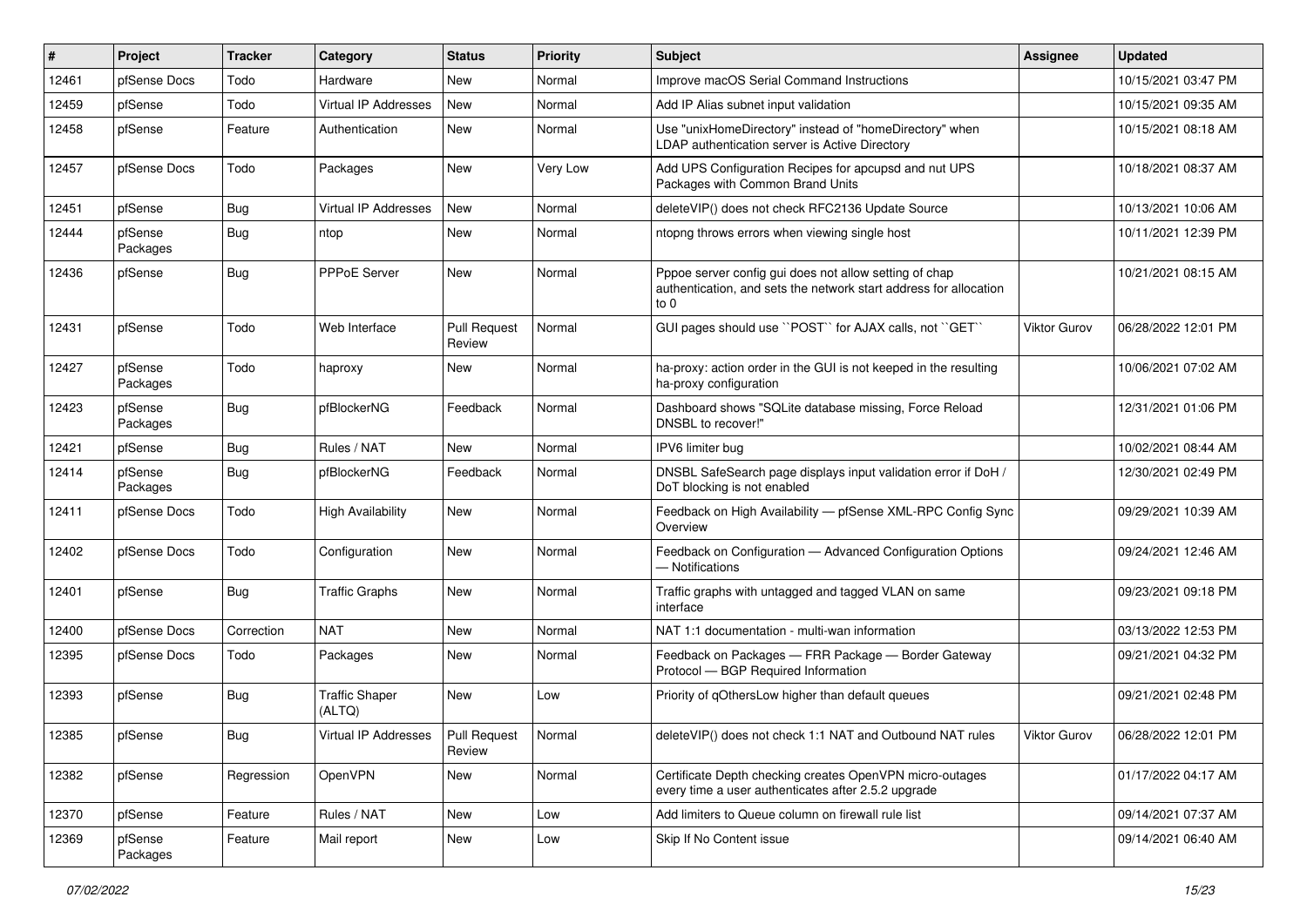| # | Project | Tracker | Category | Status | Priority | Subject | Assignee | Updated |
|---|---|---|---|---|---|---|---|---|
| 12461 | pfSense Docs | Todo | Hardware | New | Normal | Improve macOS Serial Command Instructions | | 10/15/2021 03:47 PM |
| 12459 | pfSense | Todo | Virtual IP Addresses | New | Normal | Add IP Alias subnet input validation | | 10/15/2021 09:35 AM |
| 12458 | pfSense | Feature | Authentication | New | Normal | Use "unixHomeDirectory" instead of "homeDirectory" when LDAP authentication server is Active Directory | | 10/15/2021 08:18 AM |
| 12457 | pfSense Docs | Todo | Packages | New | Very Low | Add UPS Configuration Recipes for apcupsd and nut UPS Packages with Common Brand Units | | 10/18/2021 08:37 AM |
| 12451 | pfSense | Bug | Virtual IP Addresses | New | Normal | deleteVIP() does not check RFC2136 Update Source | | 10/13/2021 10:06 AM |
| 12444 | pfSense Packages | Bug | ntop | New | Normal | ntopng throws errors when viewing single host | | 10/11/2021 12:39 PM |
| 12436 | pfSense | Bug | PPPoE Server | New | Normal | Pppoe server config gui does not allow setting of chap authentication, and sets the network start address for allocation to 0 | | 10/21/2021 08:15 AM |
| 12431 | pfSense | Todo | Web Interface | Pull Request Review | Normal | GUI pages should use ``POST`` for AJAX calls, not ``GET`` | Viktor Gurov | 06/28/2022 12:01 PM |
| 12427 | pfSense Packages | Todo | haproxy | New | Normal | ha-proxy: action order in the GUI is not keeped in the resulting ha-proxy configuration | | 10/06/2021 07:02 AM |
| 12423 | pfSense Packages | Bug | pfBlockerNG | Feedback | Normal | Dashboard shows "SQLite database missing, Force Reload DNSBL to recover!" | | 12/31/2021 01:06 PM |
| 12421 | pfSense | Bug | Rules / NAT | New | Normal | IPV6 limiter bug | | 10/02/2021 08:44 AM |
| 12414 | pfSense Packages | Bug | pfBlockerNG | Feedback | Normal | DNSBL SafeSearch page displays input validation error if DoH / DoT blocking is not enabled | | 12/30/2021 02:49 PM |
| 12411 | pfSense Docs | Todo | High Availability | New | Normal | Feedback on High Availability — pfSense XML-RPC Config Sync Overview | | 09/29/2021 10:39 AM |
| 12402 | pfSense Docs | Todo | Configuration | New | Normal | Feedback on Configuration — Advanced Configuration Options — Notifications | | 09/24/2021 12:46 AM |
| 12401 | pfSense | Bug | Traffic Graphs | New | Normal | Traffic graphs with untagged and tagged VLAN on same interface | | 09/23/2021 09:18 PM |
| 12400 | pfSense Docs | Correction | NAT | New | Normal | NAT 1:1 documentation - multi-wan information | | 03/13/2022 12:53 PM |
| 12395 | pfSense Docs | Todo | Packages | New | Normal | Feedback on Packages — FRR Package — Border Gateway Protocol — BGP Required Information | | 09/21/2021 04:32 PM |
| 12393 | pfSense | Bug | Traffic Shaper (ALTQ) | New | Low | Priority of qOthersLow higher than default queues | | 09/21/2021 02:48 PM |
| 12385 | pfSense | Bug | Virtual IP Addresses | Pull Request Review | Normal | deleteVIP() does not check 1:1 NAT and Outbound NAT rules | Viktor Gurov | 06/28/2022 12:01 PM |
| 12382 | pfSense | Regression | OpenVPN | New | Normal | Certificate Depth checking creates OpenVPN micro-outages every time a user authenticates after 2.5.2 upgrade | | 01/17/2022 04:17 AM |
| 12370 | pfSense | Feature | Rules / NAT | New | Low | Add limiters to Queue column on firewall rule list | | 09/14/2021 07:37 AM |
| 12369 | pfSense Packages | Feature | Mail report | New | Low | Skip If No Content issue | | 09/14/2021 06:40 AM |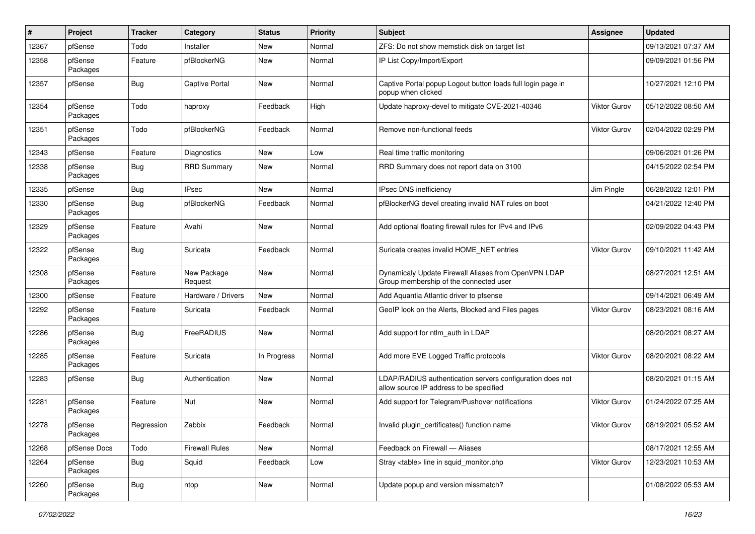| # | Project | Tracker | Category | Status | Priority | Subject | Assignee | Updated |
|---|---|---|---|---|---|---|---|---|
| 12367 | pfSense | Todo | Installer | New | Normal | ZFS: Do not show memstick disk on target list | | 09/13/2021 07:37 AM |
| 12358 | pfSense Packages | Feature | pfBlockerNG | New | Normal | IP List Copy/Import/Export | | 09/09/2021 01:56 PM |
| 12357 | pfSense | Bug | Captive Portal | New | Normal | Captive Portal popup Logout button loads full login page in popup when clicked | | 10/27/2021 12:10 PM |
| 12354 | pfSense Packages | Todo | haproxy | Feedback | High | Update haproxy-devel to mitigate CVE-2021-40346 | Viktor Gurov | 05/12/2022 08:50 AM |
| 12351 | pfSense Packages | Todo | pfBlockerNG | Feedback | Normal | Remove non-functional feeds | Viktor Gurov | 02/04/2022 02:29 PM |
| 12343 | pfSense | Feature | Diagnostics | New | Low | Real time traffic monitoring | | 09/06/2021 01:26 PM |
| 12338 | pfSense Packages | Bug | RRD Summary | New | Normal | RRD Summary does not report data on 3100 | | 04/15/2022 02:54 PM |
| 12335 | pfSense | Bug | IPsec | New | Normal | IPsec DNS inefficiency | Jim Pingle | 06/28/2022 12:01 PM |
| 12330 | pfSense Packages | Bug | pfBlockerNG | Feedback | Normal | pfBlockerNG devel creating invalid NAT rules on boot | | 04/21/2022 12:40 PM |
| 12329 | pfSense Packages | Feature | Avahi | New | Normal | Add optional floating firewall rules for IPv4 and IPv6 | | 02/09/2022 04:43 PM |
| 12322 | pfSense Packages | Bug | Suricata | Feedback | Normal | Suricata creates invalid HOME_NET entries | Viktor Gurov | 09/10/2021 11:42 AM |
| 12308 | pfSense Packages | Feature | New Package Request | New | Normal | Dynamicaly Update Firewall Aliases from OpenVPN LDAP Group membership of the connected user | | 08/27/2021 12:51 AM |
| 12300 | pfSense | Feature | Hardware / Drivers | New | Normal | Add Aquantia Atlantic driver to pfsense | | 09/14/2021 06:49 AM |
| 12292 | pfSense Packages | Feature | Suricata | Feedback | Normal | GeoIP look on the Alerts, Blocked and Files pages | Viktor Gurov | 08/23/2021 08:16 AM |
| 12286 | pfSense Packages | Bug | FreeRADIUS | New | Normal | Add support for ntlm_auth in LDAP | | 08/20/2021 08:27 AM |
| 12285 | pfSense Packages | Feature | Suricata | In Progress | Normal | Add more EVE Logged Traffic protocols | Viktor Gurov | 08/20/2021 08:22 AM |
| 12283 | pfSense | Bug | Authentication | New | Normal | LDAP/RADIUS authentication servers configuration does not allow source IP address to be specified | | 08/20/2021 01:15 AM |
| 12281 | pfSense Packages | Feature | Nut | New | Normal | Add support for Telegram/Pushover notifications | Viktor Gurov | 01/24/2022 07:25 AM |
| 12278 | pfSense Packages | Regression | Zabbix | Feedback | Normal | Invalid plugin_certificates() function name | Viktor Gurov | 08/19/2021 05:52 AM |
| 12268 | pfSense Docs | Todo | Firewall Rules | New | Normal | Feedback on Firewall — Aliases | | 08/17/2021 12:55 AM |
| 12264 | pfSense Packages | Bug | Squid | Feedback | Low | Stray <table> line in squid_monitor.php | Viktor Gurov | 12/23/2021 10:53 AM |
| 12260 | pfSense Packages | Bug | ntop | New | Normal | Update popup and version missmatch? | | 01/08/2022 05:53 AM |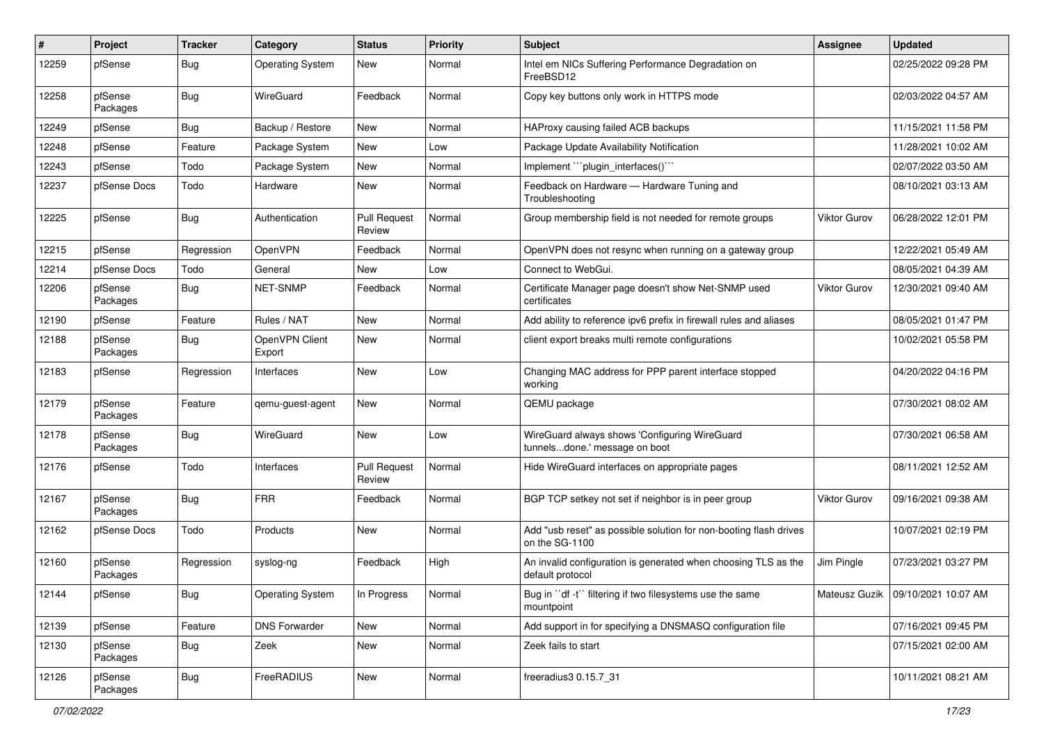| # | Project | Tracker | Category | Status | Priority | Subject | Assignee | Updated |
|---|---|---|---|---|---|---|---|---|
| 12259 | pfSense | Bug | Operating System | New | Normal | Intel em NICs Suffering Performance Degradation on FreeBSD12 | | 02/25/2022 09:28 PM |
| 12258 | pfSense Packages | Bug | WireGuard | Feedback | Normal | Copy key buttons only work in HTTPS mode | | 02/03/2022 04:57 AM |
| 12249 | pfSense | Bug | Backup / Restore | New | Normal | HAProxy causing failed ACB backups | | 11/15/2021 11:58 PM |
| 12248 | pfSense | Feature | Package System | New | Low | Package Update Availability Notification | | 11/28/2021 10:02 AM |
| 12243 | pfSense | Todo | Package System | New | Normal | Implement ```plugin_interfaces()``` | | 02/07/2022 03:50 AM |
| 12237 | pfSense Docs | Todo | Hardware | New | Normal | Feedback on Hardware — Hardware Tuning and Troubleshooting | | 08/10/2021 03:13 AM |
| 12225 | pfSense | Bug | Authentication | Pull Request Review | Normal | Group membership field is not needed for remote groups | Viktor Gurov | 06/28/2022 12:01 PM |
| 12215 | pfSense | Regression | OpenVPN | Feedback | Normal | OpenVPN does not resync when running on a gateway group | | 12/22/2021 05:49 AM |
| 12214 | pfSense Docs | Todo | General | New | Low | Connect to WebGui. | | 08/05/2021 04:39 AM |
| 12206 | pfSense Packages | Bug | NET-SNMP | Feedback | Normal | Certificate Manager page doesn't show Net-SNMP used certificates | Viktor Gurov | 12/30/2021 09:40 AM |
| 12190 | pfSense | Feature | Rules / NAT | New | Normal | Add ability to reference ipv6 prefix in firewall rules and aliases | | 08/05/2021 01:47 PM |
| 12188 | pfSense Packages | Bug | OpenVPN Client Export | New | Normal | client export breaks multi remote configurations | | 10/02/2021 05:58 PM |
| 12183 | pfSense | Regression | Interfaces | New | Low | Changing MAC address for PPP parent interface stopped working | | 04/20/2022 04:16 PM |
| 12179 | pfSense Packages | Feature | qemu-guest-agent | New | Normal | QEMU package | | 07/30/2021 08:02 AM |
| 12178 | pfSense Packages | Bug | WireGuard | New | Low | WireGuard always shows 'Configuring WireGuard tunnels...done.' message on boot | | 07/30/2021 06:58 AM |
| 12176 | pfSense | Todo | Interfaces | Pull Request Review | Normal | Hide WireGuard interfaces on appropriate pages | | 08/11/2021 12:52 AM |
| 12167 | pfSense Packages | Bug | FRR | Feedback | Normal | BGP TCP setkey not set if neighbor is in peer group | Viktor Gurov | 09/16/2021 09:38 AM |
| 12162 | pfSense Docs | Todo | Products | New | Normal | Add "usb reset" as possible solution for non-booting flash drives on the SG-1100 | | 10/07/2021 02:19 PM |
| 12160 | pfSense Packages | Regression | syslog-ng | Feedback | High | An invalid configuration is generated when choosing TLS as the default protocol | Jim Pingle | 07/23/2021 03:27 PM |
| 12144 | pfSense | Bug | Operating System | In Progress | Normal | Bug in ``df -t`` filtering if two filesystems use the same mountpoint | Mateusz Guzik | 09/10/2021 10:07 AM |
| 12139 | pfSense | Feature | DNS Forwarder | New | Normal | Add support in for specifying a DNSMASQ configuration file | | 07/16/2021 09:45 PM |
| 12130 | pfSense Packages | Bug | Zeek | New | Normal | Zeek fails to start | | 07/15/2021 02:00 AM |
| 12126 | pfSense Packages | Bug | FreeRADIUS | New | Normal | freeradius3 0.15.7_31 | | 10/11/2021 08:21 AM |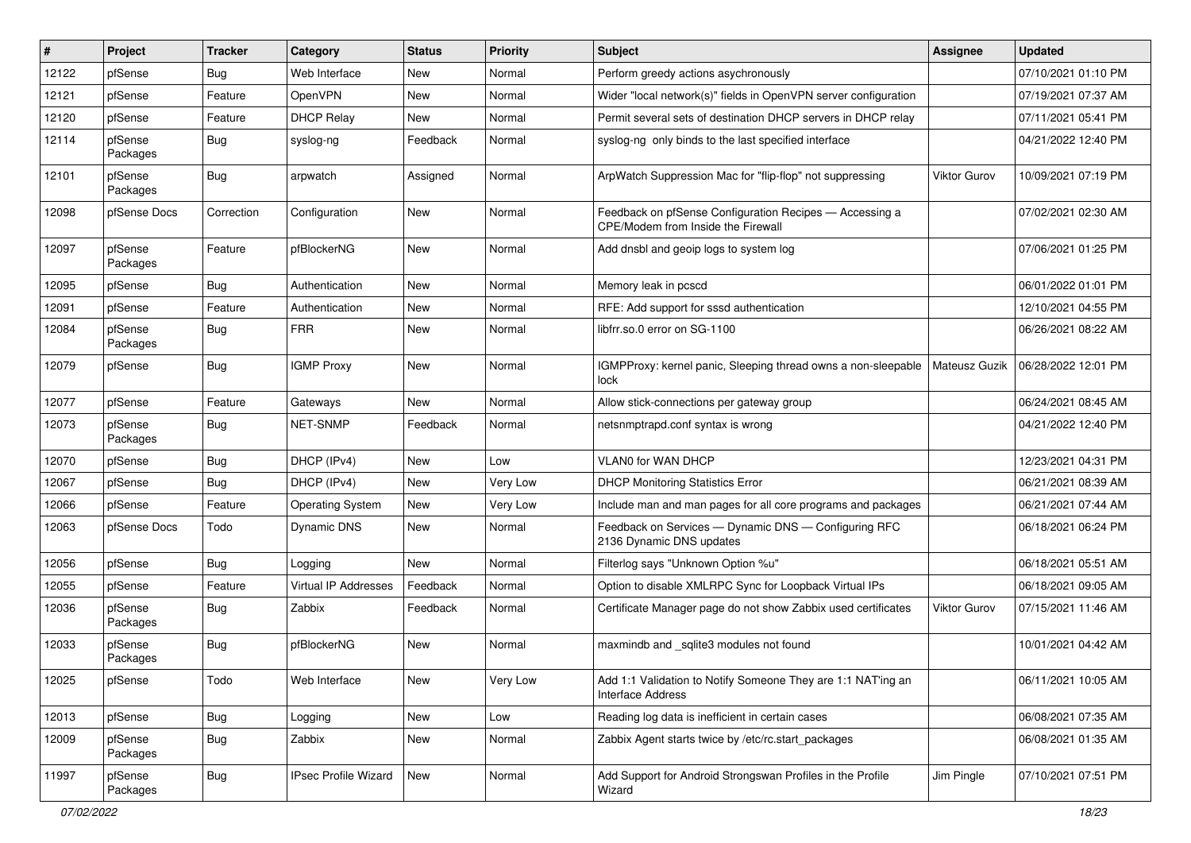| # | Project | Tracker | Category | Status | Priority | Subject | Assignee | Updated |
|---|---|---|---|---|---|---|---|---|
| 12122 | pfSense | Bug | Web Interface | New | Normal | Perform greedy actions asychronously | | 07/10/2021 01:10 PM |
| 12121 | pfSense | Feature | OpenVPN | New | Normal | Wider "local network(s)" fields in OpenVPN server configuration | | 07/19/2021 07:37 AM |
| 12120 | pfSense | Feature | DHCP Relay | New | Normal | Permit several sets of destination DHCP servers in DHCP relay | | 07/11/2021 05:41 PM |
| 12114 | pfSense Packages | Bug | syslog-ng | Feedback | Normal | syslog-ng only binds to the last specified interface | | 04/21/2022 12:40 PM |
| 12101 | pfSense Packages | Bug | arpwatch | Assigned | Normal | ArpWatch Suppression Mac for "flip-flop" not suppressing | Viktor Gurov | 10/09/2021 07:19 PM |
| 12098 | pfSense Docs | Correction | Configuration | New | Normal | Feedback on pfSense Configuration Recipes — Accessing a CPE/Modem from Inside the Firewall | | 07/02/2021 02:30 AM |
| 12097 | pfSense Packages | Feature | pfBlockerNG | New | Normal | Add dnsbl and geoip logs to system log | | 07/06/2021 01:25 PM |
| 12095 | pfSense | Bug | Authentication | New | Normal | Memory leak in pcscd | | 06/01/2022 01:01 PM |
| 12091 | pfSense | Feature | Authentication | New | Normal | RFE: Add support for sssd authentication | | 12/10/2021 04:55 PM |
| 12084 | pfSense Packages | Bug | FRR | New | Normal | libfrr.so.0 error on SG-1100 | | 06/26/2021 08:22 AM |
| 12079 | pfSense | Bug | IGMP Proxy | New | Normal | IGMPProxy: kernel panic, Sleeping thread owns a non-sleepable lock | Mateusz Guzik | 06/28/2022 12:01 PM |
| 12077 | pfSense | Feature | Gateways | New | Normal | Allow stick-connections per gateway group | | 06/24/2021 08:45 AM |
| 12073 | pfSense Packages | Bug | NET-SNMP | Feedback | Normal | netsnmptrapd.conf syntax is wrong | | 04/21/2022 12:40 PM |
| 12070 | pfSense | Bug | DHCP (IPv4) | New | Low | VLAN0 for WAN DHCP | | 12/23/2021 04:31 PM |
| 12067 | pfSense | Bug | DHCP (IPv4) | New | Very Low | DHCP Monitoring Statistics Error | | 06/21/2021 08:39 AM |
| 12066 | pfSense | Feature | Operating System | New | Very Low | Include man and man pages for all core programs and packages | | 06/21/2021 07:44 AM |
| 12063 | pfSense Docs | Todo | Dynamic DNS | New | Normal | Feedback on Services — Dynamic DNS — Configuring RFC 2136 Dynamic DNS updates | | 06/18/2021 06:24 PM |
| 12056 | pfSense | Bug | Logging | New | Normal | Filterlog says "Unknown Option %u" | | 06/18/2021 05:51 AM |
| 12055 | pfSense | Feature | Virtual IP Addresses | Feedback | Normal | Option to disable XMLRPC Sync for Loopback Virtual IPs | | 06/18/2021 09:05 AM |
| 12036 | pfSense Packages | Bug | Zabbix | Feedback | Normal | Certificate Manager page do not show Zabbix used certificates | Viktor Gurov | 07/15/2021 11:46 AM |
| 12033 | pfSense Packages | Bug | pfBlockerNG | New | Normal | maxmindb and _sqlite3 modules not found | | 10/01/2021 04:42 AM |
| 12025 | pfSense | Todo | Web Interface | New | Very Low | Add 1:1 Validation to Notify Someone They are 1:1 NAT'ing an Interface Address | | 06/11/2021 10:05 AM |
| 12013 | pfSense | Bug | Logging | New | Low | Reading log data is inefficient in certain cases | | 06/08/2021 07:35 AM |
| 12009 | pfSense Packages | Bug | Zabbix | New | Normal | Zabbix Agent starts twice by /etc/rc.start_packages | | 06/08/2021 01:35 AM |
| 11997 | pfSense Packages | Bug | IPsec Profile Wizard | New | Normal | Add Support for Android Strongswan Profiles in the Profile Wizard | Jim Pingle | 07/10/2021 07:51 PM |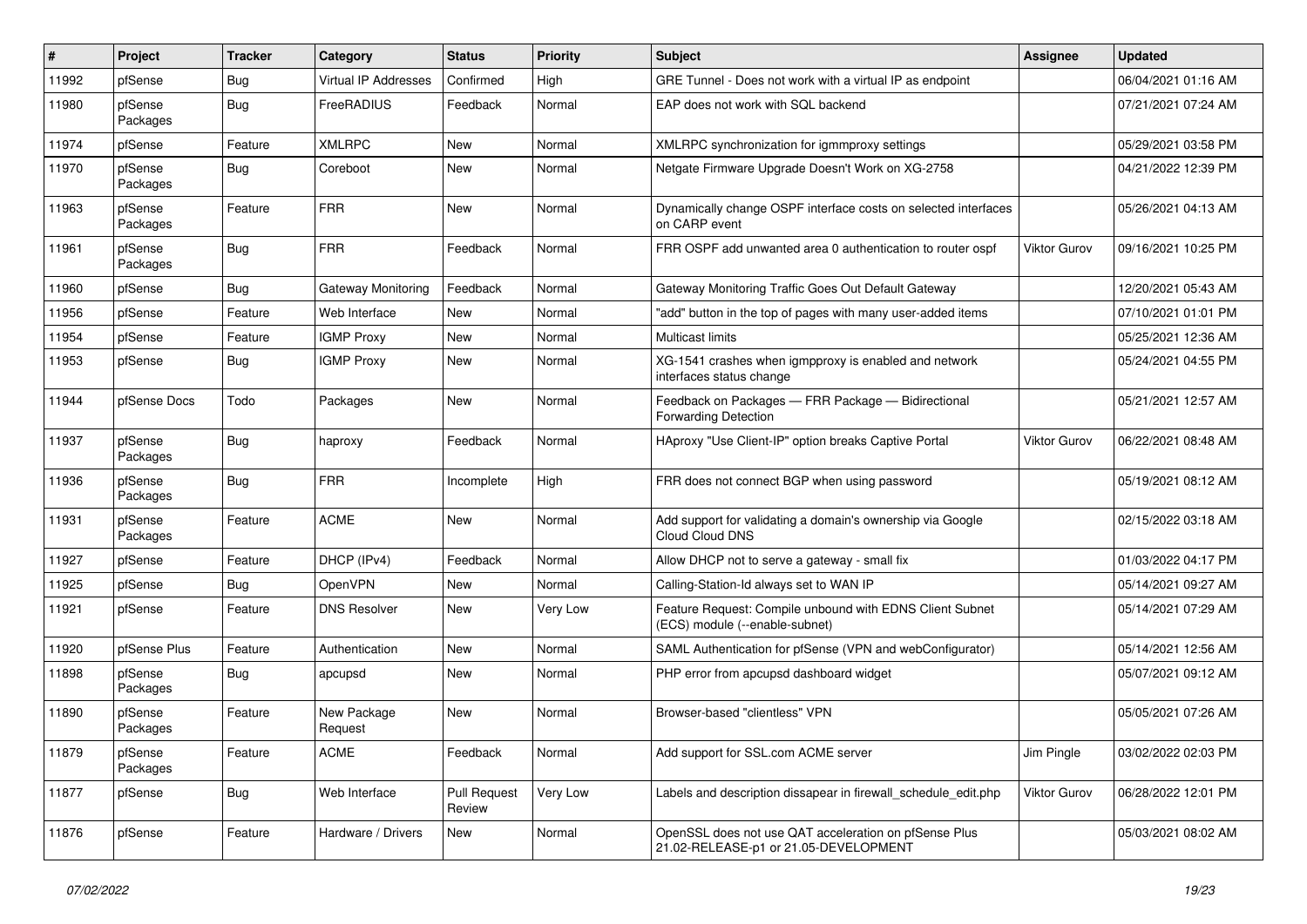| # | Project | Tracker | Category | Status | Priority | Subject | Assignee | Updated |
|---|---|---|---|---|---|---|---|---|
| 11992 | pfSense | Bug | Virtual IP Addresses | Confirmed | High | GRE Tunnel - Does not work with a virtual IP as endpoint | | 06/04/2021 01:16 AM |
| 11980 | pfSense Packages | Bug | FreeRADIUS | Feedback | Normal | EAP does not work with SQL backend | | 07/21/2021 07:24 AM |
| 11974 | pfSense | Feature | XMLRPC | New | Normal | XMLRPC synchronization for igmmproxy settings | | 05/29/2021 03:58 PM |
| 11970 | pfSense Packages | Bug | Coreboot | New | Normal | Netgate Firmware Upgrade Doesn't Work on XG-2758 | | 04/21/2022 12:39 PM |
| 11963 | pfSense Packages | Feature | FRR | New | Normal | Dynamically change OSPF interface costs on selected interfaces on CARP event | | 05/26/2021 04:13 AM |
| 11961 | pfSense Packages | Bug | FRR | Feedback | Normal | FRR OSPF add unwanted area 0 authentication to router ospf | Viktor Gurov | 09/16/2021 10:25 PM |
| 11960 | pfSense | Bug | Gateway Monitoring | Feedback | Normal | Gateway Monitoring Traffic Goes Out Default Gateway | | 12/20/2021 05:43 AM |
| 11956 | pfSense | Feature | Web Interface | New | Normal | "add" button in the top of pages with many user-added items | | 07/10/2021 01:01 PM |
| 11954 | pfSense | Feature | IGMP Proxy | New | Normal | Multicast limits | | 05/25/2021 12:36 AM |
| 11953 | pfSense | Bug | IGMP Proxy | New | Normal | XG-1541 crashes when igmpproxy is enabled and network interfaces status change | | 05/24/2021 04:55 PM |
| 11944 | pfSense Docs | Todo | Packages | New | Normal | Feedback on Packages — FRR Package — Bidirectional Forwarding Detection | | 05/21/2021 12:57 AM |
| 11937 | pfSense Packages | Bug | haproxy | Feedback | Normal | HAproxy "Use Client-IP" option breaks Captive Portal | Viktor Gurov | 06/22/2021 08:48 AM |
| 11936 | pfSense Packages | Bug | FRR | Incomplete | High | FRR does not connect BGP when using password | | 05/19/2021 08:12 AM |
| 11931 | pfSense Packages | Feature | ACME | New | Normal | Add support for validating a domain's ownership via Google Cloud Cloud DNS | | 02/15/2022 03:18 AM |
| 11927 | pfSense | Feature | DHCP (IPv4) | Feedback | Normal | Allow DHCP not to serve a gateway - small fix | | 01/03/2022 04:17 PM |
| 11925 | pfSense | Bug | OpenVPN | New | Normal | Calling-Station-Id always set to WAN IP | | 05/14/2021 09:27 AM |
| 11921 | pfSense | Feature | DNS Resolver | New | Very Low | Feature Request: Compile unbound with EDNS Client Subnet (ECS) module (--enable-subnet) | | 05/14/2021 07:29 AM |
| 11920 | pfSense Plus | Feature | Authentication | New | Normal | SAML Authentication for pfSense (VPN and webConfigurator) | | 05/14/2021 12:56 AM |
| 11898 | pfSense Packages | Bug | apcupsd | New | Normal | PHP error from apcupsd dashboard widget | | 05/07/2021 09:12 AM |
| 11890 | pfSense Packages | Feature | New Package Request | New | Normal | Browser-based "clientless" VPN | | 05/05/2021 07:26 AM |
| 11879 | pfSense Packages | Feature | ACME | Feedback | Normal | Add support for SSL.com ACME server | Jim Pingle | 03/02/2022 02:03 PM |
| 11877 | pfSense | Bug | Web Interface | Pull Request Review | Very Low | Labels and description dissapear in firewall_schedule_edit.php | Viktor Gurov | 06/28/2022 12:01 PM |
| 11876 | pfSense | Feature | Hardware / Drivers | New | Normal | OpenSSL does not use QAT acceleration on pfSense Plus 21.02-RELEASE-p1 or 21.05-DEVELOPMENT | | 05/03/2021 08:02 AM |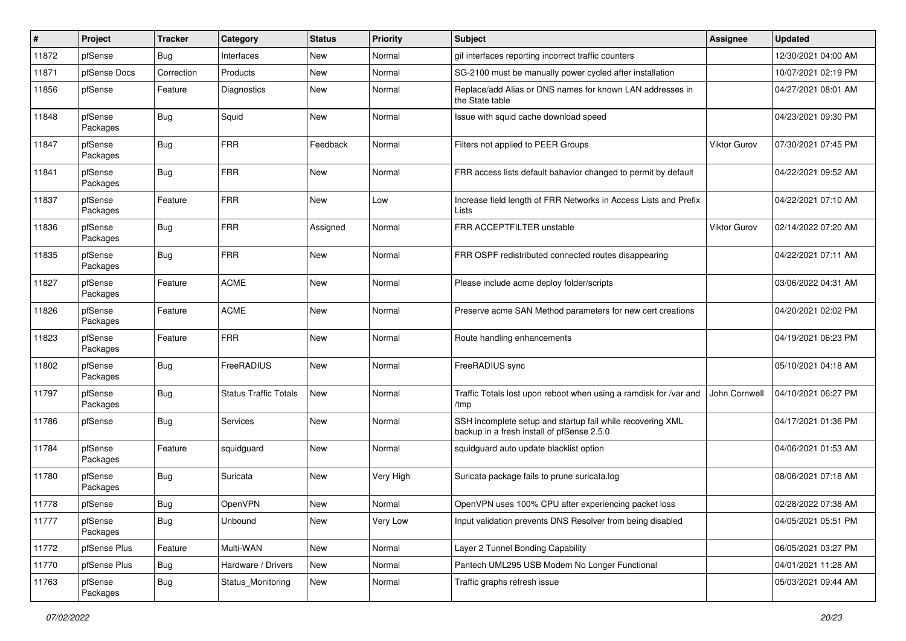| # | Project | Tracker | Category | Status | Priority | Subject | Assignee | Updated |
|---|---|---|---|---|---|---|---|---|
| 11872 | pfSense | Bug | Interfaces | New | Normal | gif interfaces reporting incorrect traffic counters | | 12/30/2021 04:00 AM |
| 11871 | pfSense Docs | Correction | Products | New | Normal | SG-2100 must be manually power cycled after installation | | 10/07/2021 02:19 PM |
| 11856 | pfSense | Feature | Diagnostics | New | Normal | Replace/add Alias or DNS names for known LAN addresses in the State table | | 04/27/2021 08:01 AM |
| 11848 | pfSense Packages | Bug | Squid | New | Normal | Issue with squid cache download speed | | 04/23/2021 09:30 PM |
| 11847 | pfSense Packages | Bug | FRR | Feedback | Normal | Filters not applied to PEER Groups | Viktor Gurov | 07/30/2021 07:45 PM |
| 11841 | pfSense Packages | Bug | FRR | New | Normal | FRR access lists default bahavior changed to permit by default | | 04/22/2021 09:52 AM |
| 11837 | pfSense Packages | Feature | FRR | New | Low | Increase field length of FRR Networks in Access Lists and Prefix Lists | | 04/22/2021 07:10 AM |
| 11836 | pfSense Packages | Bug | FRR | Assigned | Normal | FRR ACCEPTFILTER unstable | Viktor Gurov | 02/14/2022 07:20 AM |
| 11835 | pfSense Packages | Bug | FRR | New | Normal | FRR OSPF redistributed connected routes disappearing | | 04/22/2021 07:11 AM |
| 11827 | pfSense Packages | Feature | ACME | New | Normal | Please include acme deploy folder/scripts | | 03/06/2022 04:31 AM |
| 11826 | pfSense Packages | Feature | ACME | New | Normal | Preserve acme SAN Method parameters for new cert creations | | 04/20/2021 02:02 PM |
| 11823 | pfSense Packages | Feature | FRR | New | Normal | Route handling enhancements | | 04/19/2021 06:23 PM |
| 11802 | pfSense Packages | Bug | FreeRADIUS | New | Normal | FreeRADIUS sync | | 05/10/2021 04:18 AM |
| 11797 | pfSense Packages | Bug | Status Traffic Totals | New | Normal | Traffic Totals lost upon reboot when using a ramdisk for /var and /tmp | John Cornwell | 04/10/2021 06:27 PM |
| 11786 | pfSense | Bug | Services | New | Normal | SSH incomplete setup and startup fail while recovering XML backup in a fresh install of pfSense 2.5.0 | | 04/17/2021 01:36 PM |
| 11784 | pfSense Packages | Feature | squidguard | New | Normal | squidguard auto update blacklist option | | 04/06/2021 01:53 AM |
| 11780 | pfSense Packages | Bug | Suricata | New | Very High | Suricata package fails to prune suricata.log | | 08/06/2021 07:18 AM |
| 11778 | pfSense | Bug | OpenVPN | New | Normal | OpenVPN uses 100% CPU after experiencing packet loss | | 02/28/2022 07:38 AM |
| 11777 | pfSense Packages | Bug | Unbound | New | Very Low | Input validation prevents DNS Resolver from being disabled | | 04/05/2021 05:51 PM |
| 11772 | pfSense Plus | Feature | Multi-WAN | New | Normal | Layer 2 Tunnel Bonding Capability | | 06/05/2021 03:27 PM |
| 11770 | pfSense Plus | Bug | Hardware / Drivers | New | Normal | Pantech UML295 USB Modem No Longer Functional | | 04/01/2021 11:28 AM |
| 11763 | pfSense Packages | Bug | Status_Monitoring | New | Normal | Traffic graphs refresh issue | | 05/03/2021 09:44 AM |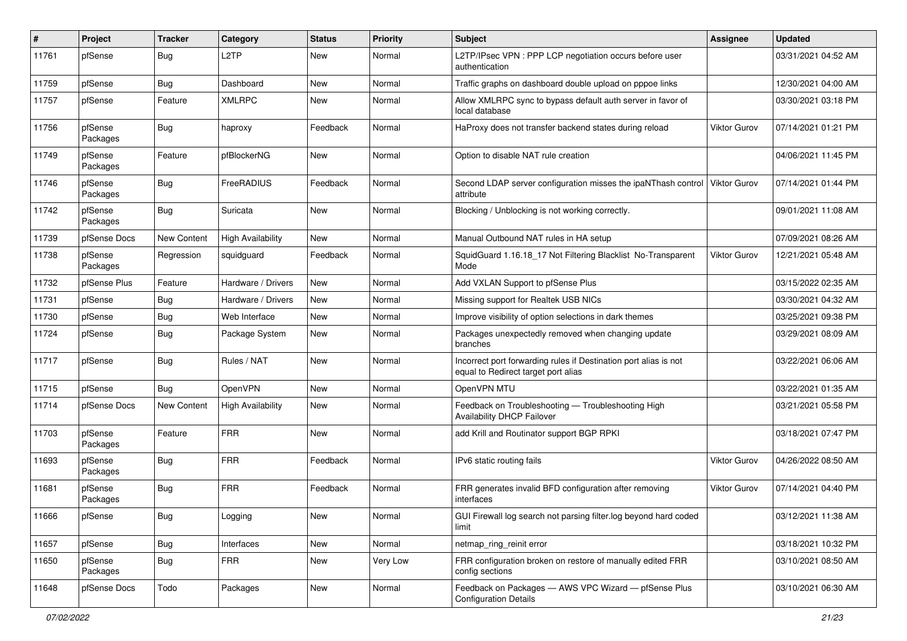| # | Project | Tracker | Category | Status | Priority | Subject | Assignee | Updated |
|---|---|---|---|---|---|---|---|---|
| 11761 | pfSense | Bug | L2TP | New | Normal | L2TP/IPsec VPN : PPP LCP negotiation occurs before user authentication | | 03/31/2021 04:52 AM |
| 11759 | pfSense | Bug | Dashboard | New | Normal | Traffic graphs on dashboard double upload on pppoe links | | 12/30/2021 04:00 AM |
| 11757 | pfSense | Feature | XMLRPC | New | Normal | Allow XMLRPC sync to bypass default auth server in favor of local database | | 03/30/2021 03:18 PM |
| 11756 | pfSense Packages | Bug | haproxy | Feedback | Normal | HaProxy does not transfer backend states during reload | Viktor Gurov | 07/14/2021 01:21 PM |
| 11749 | pfSense Packages | Feature | pfBlockerNG | New | Normal | Option to disable NAT rule creation | | 04/06/2021 11:45 PM |
| 11746 | pfSense Packages | Bug | FreeRADIUS | Feedback | Normal | Second LDAP server configuration misses the ipaNThash control attribute | Viktor Gurov | 07/14/2021 01:44 PM |
| 11742 | pfSense Packages | Bug | Suricata | New | Normal | Blocking / Unblocking is not working correctly. | | 09/01/2021 11:08 AM |
| 11739 | pfSense Docs | New Content | High Availability | New | Normal | Manual Outbound NAT rules in HA setup | | 07/09/2021 08:26 AM |
| 11738 | pfSense Packages | Regression | squidguard | Feedback | Normal | SquidGuard 1.16.18_17 Not Filtering Blacklist No-Transparent Mode | Viktor Gurov | 12/21/2021 05:48 AM |
| 11732 | pfSense Plus | Feature | Hardware / Drivers | New | Normal | Add VXLAN Support to pfSense Plus | | 03/15/2022 02:35 AM |
| 11731 | pfSense | Bug | Hardware / Drivers | New | Normal | Missing support for Realtek USB NICs | | 03/30/2021 04:32 AM |
| 11730 | pfSense | Bug | Web Interface | New | Normal | Improve visibility of option selections in dark themes | | 03/25/2021 09:38 PM |
| 11724 | pfSense | Bug | Package System | New | Normal | Packages unexpectedly removed when changing update branches | | 03/29/2021 08:09 AM |
| 11717 | pfSense | Bug | Rules / NAT | New | Normal | Incorrect port forwarding rules if Destination port alias is not equal to Redirect target port alias | | 03/22/2021 06:06 AM |
| 11715 | pfSense | Bug | OpenVPN | New | Normal | OpenVPN MTU | | 03/22/2021 01:35 AM |
| 11714 | pfSense Docs | New Content | High Availability | New | Normal | Feedback on Troubleshooting — Troubleshooting High Availability DHCP Failover | | 03/21/2021 05:58 PM |
| 11703 | pfSense Packages | Feature | FRR | New | Normal | add Krill and Routinator support BGP RPKI | | 03/18/2021 07:47 PM |
| 11693 | pfSense Packages | Bug | FRR | Feedback | Normal | IPv6 static routing fails | Viktor Gurov | 04/26/2022 08:50 AM |
| 11681 | pfSense Packages | Bug | FRR | Feedback | Normal | FRR generates invalid BFD configuration after removing interfaces | Viktor Gurov | 07/14/2021 04:40 PM |
| 11666 | pfSense | Bug | Logging | New | Normal | GUI Firewall log search not parsing filter.log beyond hard coded limit | | 03/12/2021 11:38 AM |
| 11657 | pfSense | Bug | Interfaces | New | Normal | netmap_ring_reinit error | | 03/18/2021 10:32 PM |
| 11650 | pfSense Packages | Bug | FRR | New | Very Low | FRR configuration broken on restore of manually edited FRR config sections | | 03/10/2021 08:50 AM |
| 11648 | pfSense Docs | Todo | Packages | New | Normal | Feedback on Packages — AWS VPC Wizard — pfSense Plus Configuration Details | | 03/10/2021 06:30 AM |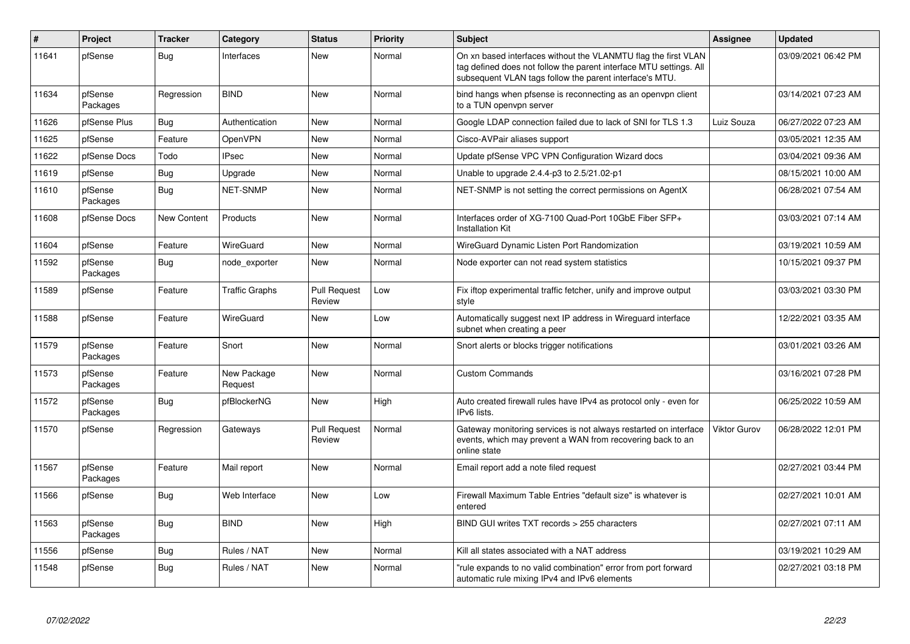| # | Project | Tracker | Category | Status | Priority | Subject | Assignee | Updated |
|---|---|---|---|---|---|---|---|---|
| 11641 | pfSense | Bug | Interfaces | New | Normal | On xn based interfaces without the VLANMTU flag the first VLAN tag defined does not follow the parent interface MTU settings. All subsequent VLAN tags follow the parent interface's MTU. | | 03/09/2021 06:42 PM |
| 11634 | pfSense Packages | Regression | BIND | New | Normal | bind hangs when pfsense is reconnecting as an openvpn client to a TUN openvpn server | | 03/14/2021 07:23 AM |
| 11626 | pfSense Plus | Bug | Authentication | New | Normal | Google LDAP connection failed due to lack of SNI for TLS 1.3 | Luiz Souza | 06/27/2022 07:23 AM |
| 11625 | pfSense | Feature | OpenVPN | New | Normal | Cisco-AVPair aliases support | | 03/05/2021 12:35 AM |
| 11622 | pfSense Docs | Todo | IPsec | New | Normal | Update pfSense VPC VPN Configuration Wizard docs | | 03/04/2021 09:36 AM |
| 11619 | pfSense | Bug | Upgrade | New | Normal | Unable to upgrade 2.4.4-p3 to 2.5/21.02-p1 | | 08/15/2021 10:00 AM |
| 11610 | pfSense Packages | Bug | NET-SNMP | New | Normal | NET-SNMP is not setting the correct permissions on AgentX | | 06/28/2021 07:54 AM |
| 11608 | pfSense Docs | New Content | Products | New | Normal | Interfaces order of XG-7100 Quad-Port 10GbE Fiber SFP+ Installation Kit | | 03/03/2021 07:14 AM |
| 11604 | pfSense | Feature | WireGuard | New | Normal | WireGuard Dynamic Listen Port Randomization | | 03/19/2021 10:59 AM |
| 11592 | pfSense Packages | Bug | node_exporter | New | Normal | Node exporter can not read system statistics | | 10/15/2021 09:37 PM |
| 11589 | pfSense | Feature | Traffic Graphs | Pull Request Review | Low | Fix iftop experimental traffic fetcher, unify and improve output style | | 03/03/2021 03:30 PM |
| 11588 | pfSense | Feature | WireGuard | New | Low | Automatically suggest next IP address in Wireguard interface subnet when creating a peer | | 12/22/2021 03:35 AM |
| 11579 | pfSense Packages | Feature | Snort | New | Normal | Snort alerts or blocks trigger notifications | | 03/01/2021 03:26 AM |
| 11573 | pfSense Packages | Feature | New Package Request | New | Normal | Custom Commands | | 03/16/2021 07:28 PM |
| 11572 | pfSense Packages | Bug | pfBlockerNG | New | High | Auto created firewall rules have IPv4 as protocol only - even for IPv6 lists. | | 06/25/2022 10:59 AM |
| 11570 | pfSense | Regression | Gateways | Pull Request Review | Normal | Gateway monitoring services is not always restarted on interface events, which may prevent a WAN from recovering back to an online state | Viktor Gurov | 06/28/2022 12:01 PM |
| 11567 | pfSense Packages | Feature | Mail report | New | Normal | Email report add a note filed request | | 02/27/2021 03:44 PM |
| 11566 | pfSense | Bug | Web Interface | New | Low | Firewall Maximum Table Entries "default size" is whatever is entered | | 02/27/2021 10:01 AM |
| 11563 | pfSense Packages | Bug | BIND | New | High | BIND GUI writes TXT records > 255 characters | | 02/27/2021 07:11 AM |
| 11556 | pfSense | Bug | Rules / NAT | New | Normal | Kill all states associated with a NAT address | | 03/19/2021 10:29 AM |
| 11548 | pfSense | Bug | Rules / NAT | New | Normal | "rule expands to no valid combination" error from port forward automatic rule mixing IPv4 and IPv6 elements | | 02/27/2021 03:18 PM |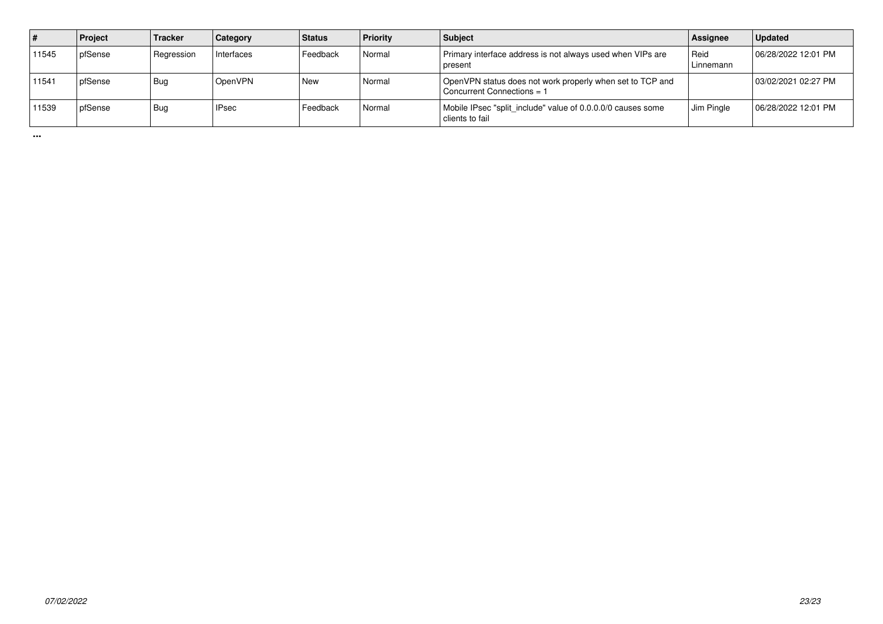| # | Project | Tracker | Category | Status | Priority | Subject | Assignee | Updated |
|---|---|---|---|---|---|---|---|---|
| 11545 | pfSense | Regression | Interfaces | Feedback | Normal | Primary interface address is not always used when VIPs are present | Reid Linnemann | 06/28/2022 12:01 PM |
| 11541 | pfSense | Bug | OpenVPN | New | Normal | OpenVPN status does not work properly when set to TCP and Concurrent Connections = 1 | | 03/02/2021 02:27 PM |
| 11539 | pfSense | Bug | IPsec | Feedback | Normal | Mobile IPsec "split_include" value of 0.0.0.0/0 causes some clients to fail | Jim Pingle | 06/28/2022 12:01 PM |

...